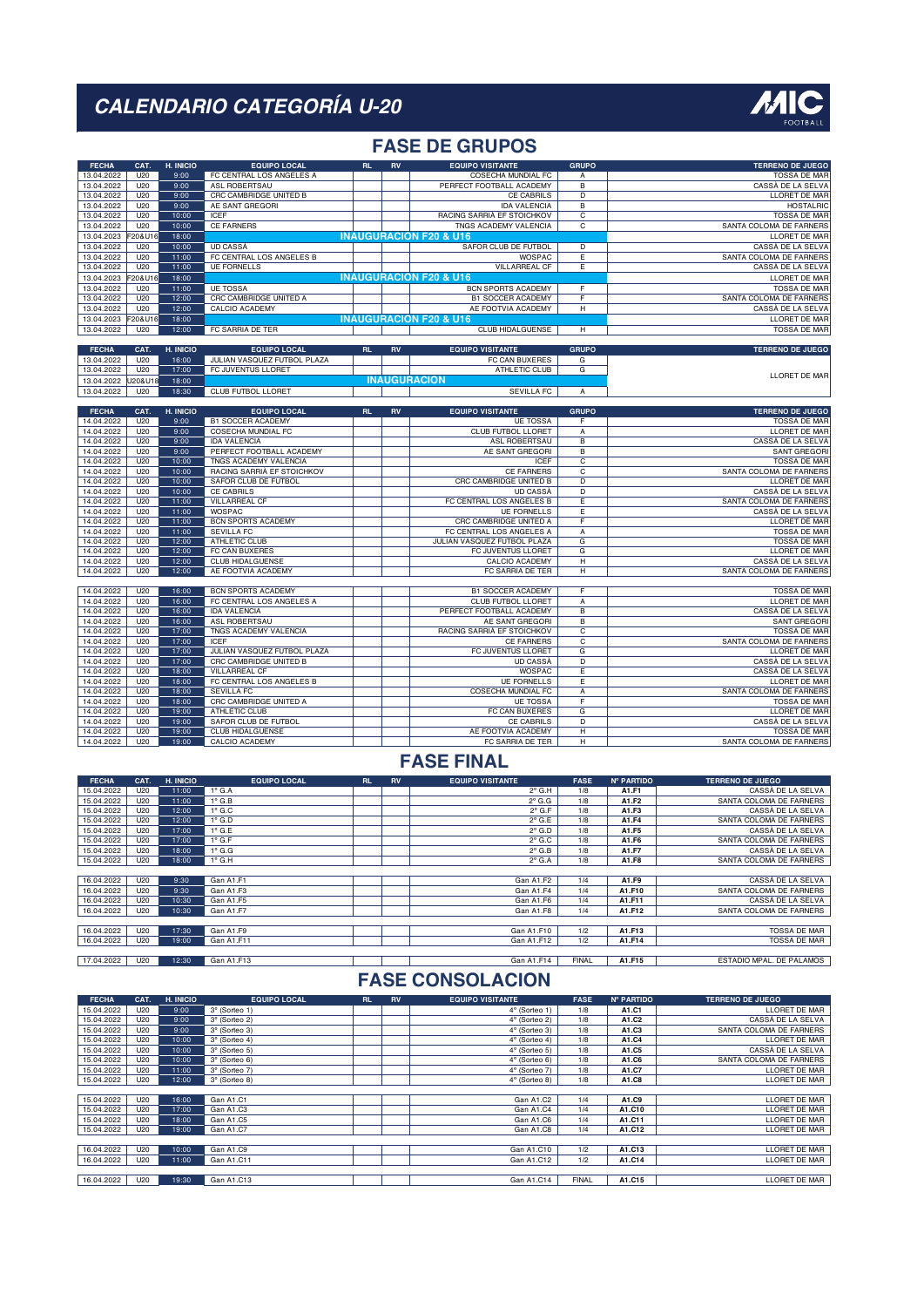# CALENDARIO CATEGORÍA U-20

MIC FOOTBALL

## FASE DE GRUPOS

| FECHA | CAT. | H. INICIO | EQUIPO LOCAL | RL | RV | EQUIPO VISITANTE | GRUPO | TERRENO DE JUEGO |
|---|---|---|---|---|---|---|---|---|
| 13.04.2022 | U20 | 9:00 | FC CENTRAL LOS ANGELES A | | | COSECHA MUNDIAL FC | A | TOSSA DE MAR |
| 13.04.2022 | U20 | 9:00 | ASL ROBERTSAU | | | PERFECT FOOTBALL ACADEMY | B | CASSÀ DE LA SELVA |
| 13.04.2022 | U20 | 9:00 | CRC CAMBRIDGE UNITED B | | | CE CABRILS | D | LLORET DE MAR |
| 13.04.2022 | U20 | 9:00 | AE SANT GREGORI | | | IDA VALENCIA | B | HOSTALRIC |
| 13.04.2022 | U20 | 10:00 | ICEF | | | RACING SARRIÀ EF STOICHKOV | C | TOSSA DE MAR |
| 13.04.2022 | U20 | 10:00 | CE FARNERS | | | TNGS ACADEMY VALENCIA | C | SANTA COLOMA DE FARNERS |
| 13.04.2023 | F20&U16 | 18:00 | INAUGURACION F20 & U16 | | | | | LLORET DE MAR |
| 13.04.2022 | U20 | 10:00 | UD CASSÀ | | | SAFOR CLUB DE FUTBOL | D | CASSÀ DE LA SELVA |
| 13.04.2022 | U20 | 11:00 | FC CENTRAL LOS ANGELES B | | | WOSPAC | E | SANTA COLOMA DE FARNERS |
| 13.04.2022 | U20 | 11:00 | UE FORNELLS | | | VILLARREAL CF | E | CASSÀ DE LA SELVA |
| 13.04.2023 | F20&U16 | 18:00 | INAUGURACION F20 & U16 | | | | | LLORET DE MAR |
| 13.04.2022 | U20 | 11:00 | UE TOSSA | | | BCN SPORTS ACADEMY | F | TOSSA DE MAR |
| 13.04.2022 | U20 | 12:00 | CRC CAMBRIDGE UNITED A | | | B1 SOCCER ACADEMY | F | SANTA COLOMA DE FARNERS |
| 13.04.2022 | U20 | 12:00 | CALCIO ACADEMY | | | AE FOOTVIA ACADEMY | H | CASSÀ DE LA SELVA |
| 13.04.2023 | F20&U16 | 18:00 | INAUGURACION F20 & U16 | | | | | LLORET DE MAR |
| 13.04.2022 | U20 | 12:00 | FC SARRIA DE TER | | | CLUB HIDALGUENSE | H | TOSSA DE MAR |

| FECHA | CAT. | H. INICIO | EQUIPO LOCAL | RL | RV | EQUIPO VISITANTE | GRUPO | TERRENO DE JUEGO |
|---|---|---|---|---|---|---|---|---|
| 13.04.2022 | U20 | 16:00 | JULIAN VASQUEZ FUTBOL PLAZA | | | FC CAN BUXERES | G | LLORET DE MAR |
| 13.04.2022 | U20 | 17:00 | FC JUVENTUS LLORET | | | ATHLETIC CLUB | G | |
| 13.04.2022 | U20&U18 | 18:00 | INAUGURACION | | | | | |
| 13.04.2022 | U20 | 18:30 | CLUB FUTBOL LLORET | | | SEVILLA FC | A | |

| FECHA | CAT. | H. INICIO | EQUIPO LOCAL | RL | RV | EQUIPO VISITANTE | GRUPO | TERRENO DE JUEGO |
|---|---|---|---|---|---|---|---|---|
| 14.04.2022 | U20 | 9:00 | B1 SOCCER ACADEMY | | | UE TOSSA | F | TOSSA DE MAR |
| 14.04.2022 | U20 | 9:00 | COSECHA MUNDIAL FC | | | CLUB FUTBOL LLORET | A | LLORET DE MAR |
| 14.04.2022 | U20 | 9:00 | IDA VALENCIA | | | ASL ROBERTSAU | B | CASSÀ DE LA SELVA |
| 14.04.2022 | U20 | 9:00 | PERFECT FOOTBALL ACADEMY | | | AE SANT GREGORI | B | SANT GREGORI |
| 14.04.2022 | U20 | 10:00 | TNGS ACADEMY VALENCIA | | | ICEF | C | TOSSA DE MAR |
| 14.04.2022 | U20 | 10:00 | RACING SARRIÀ EF STOICHKOV | | | CE FARNERS | C | SANTA COLOMA DE FARNERS |
| 14.04.2022 | U20 | 10:00 | SAFOR CLUB DE FUTBOL | | | CRC CAMBRIDGE UNITED B | D | LLORET DE MAR |
| 14.04.2022 | U20 | 10:00 | CE CABRILS | | | UD CASSÀ | D | CASSÀ DE LA SELVA |
| 14.04.2022 | U20 | 11:00 | VILLARREAL CF | | | FC CENTRAL LOS ANGELES B | E | SANTA COLOMA DE FARNERS |
| 14.04.2022 | U20 | 11:00 | WOSPAC | | | UE FORNELLS | E | CASSÀ DE LA SELVA |
| 14.04.2022 | U20 | 11:00 | BCN SPORTS ACADEMY | | | CRC CAMBRIDGE UNITED A | F | LLORET DE MAR |
| 14.04.2022 | U20 | 11:00 | SEVILLA FC | | | FC CENTRAL LOS ANGELES A | A | TOSSA DE MAR |
| 14.04.2022 | U20 | 12:00 | ATHLETIC CLUB | | | JULIAN VASQUEZ FUTBOL PLAZA | G | TOSSA DE MAR |
| 14.04.2022 | U20 | 12:00 | FC CAN BUXERES | | | FC JUVENTUS LLORET | G | LLORET DE MAR |
| 14.04.2022 | U20 | 12:00 | CLUB HIDALGUENSE | | | CALCIO ACADEMY | H | CASSÀ DE LA SELVA |
| 14.04.2022 | U20 | 12:00 | AE FOOTVIA ACADEMY | | | FC SARRIA DE TER | H | SANTA COLOMA DE FARNERS |
| | | | | | | | | |
| 14.04.2022 | U20 | 16:00 | BCN SPORTS ACADEMY | | | B1 SOCCER ACADEMY | F | TOSSA DE MAR |
| 14.04.2022 | U20 | 16:00 | FC CENTRAL LOS ANGELES A | | | CLUB FUTBOL LLORET | A | LLORET DE MAR |
| 14.04.2022 | U20 | 16:00 | IDA VALENCIA | | | PERFECT FOOTBALL ACADEMY | B | CASSÀ DE LA SELVA |
| 14.04.2022 | U20 | 16:00 | ASL ROBERTSAU | | | AE SANT GREGORI | B | SANT GREGORI |
| 14.04.2022 | U20 | 17:00 | TNGS ACADEMY VALENCIA | | | RACING SARRIÀ EF STOICHKOV | C | TOSSA DE MAR |
| 14.04.2022 | U20 | 17:00 | ICEF | | | CE FARNERS | C | SANTA COLOMA DE FARNERS |
| 14.04.2022 | U20 | 17:00 | JULIAN VASQUEZ FUTBOL PLAZA | | | FC JUVENTUS LLORET | G | LLORET DE MAR |
| 14.04.2022 | U20 | 17:00 | CRC CAMBRIDGE UNITED B | | | UD CASSÀ | D | CASSÀ DE LA SELVA |
| 14.04.2022 | U20 | 18:00 | VILLARREAL CF | | | WOSPAC | E | CASSÀ DE LA SELVA |
| 14.04.2022 | U20 | 18:00 | FC CENTRAL LOS ANGELES B | | | UE FORNELLS | E | LLORET DE MAR |
| 14.04.2022 | U20 | 18:00 | SEVILLA FC | | | COSECHA MUNDIAL FC | A | SANTA COLOMA DE FARNERS |
| 14.04.2022 | U20 | 18:00 | CRC CAMBRIDGE UNITED A | | | UE TOSSA | F | TOSSA DE MAR |
| 14.04.2022 | U20 | 19:00 | ATHLETIC CLUB | | | FC CAN BUXERES | G | LLORET DE MAR |
| 14.04.2022 | U20 | 19:00 | SAFOR CLUB DE FUTBOL | | | CE CABRILS | D | CASSÀ DE LA SELVA |
| 14.04.2022 | U20 | 19:00 | CLUB HIDALGUENSE | | | AE FOOTVIA ACADEMY | H | TOSSA DE MAR |
| 14.04.2022 | U20 | 19:00 | CALCIO ACADEMY | | | FC SARRIA DE TER | H | SANTA COLOMA DE FARNERS |

## FASE FINAL

| FECHA | CAT. | H. INICIO | EQUIPO LOCAL | RL | RV | EQUIPO VISITANTE | FASE | Nº PARTIDO | TERRENO DE JUEGO |
|---|---|---|---|---|---|---|---|---|---|
| 15.04.2022 | U20 | 11:00 | 1º G.A | | | 2º G.H | 1/8 | A1.F1 | CASSÀ DE LA SELVA |
| 15.04.2022 | U20 | 11:00 | 1º G.B | | | 2º G.G | 1/8 | A1.F2 | SANTA COLOMA DE FARNERS |
| 15.04.2022 | U20 | 12:00 | 1º G.C | | | 2º G.F | 1/8 | A1.F3 | CASSÀ DE LA SELVA |
| 15.04.2022 | U20 | 12:00 | 1º G.D | | | 2º G.E | 1/8 | A1.F4 | SANTA COLOMA DE FARNERS |
| 15.04.2022 | U20 | 17:00 | 1º G.E | | | 2º G.D | 1/8 | A1.F5 | CASSÀ DE LA SELVA |
| 15.04.2022 | U20 | 17:00 | 1º G.F | | | 2º G.C | 1/8 | A1.F6 | SANTA COLOMA DE FARNERS |
| 15.04.2022 | U20 | 18:00 | 1º G.G | | | 2º G.B | 1/8 | A1.F7 | CASSÀ DE LA SELVA |
| 15.04.2022 | U20 | 18:00 | 1º G.H | | | 2º G.A | 1/8 | A1.F8 | SANTA COLOMA DE FARNERS |
| | | | | | | | | | |
| 16.04.2022 | U20 | 9:30 | Gan A1.F1 | | | Gan A1.F2 | 1/4 | A1.F9 | CASSÀ DE LA SELVA |
| 16.04.2022 | U20 | 9:30 | Gan A1.F3 | | | Gan A1.F4 | 1/4 | A1.F10 | SANTA COLOMA DE FARNERS |
| 16.04.2022 | U20 | 10:30 | Gan A1.F5 | | | Gan A1.F6 | 1/4 | A1.F11 | CASSÀ DE LA SELVA |
| 16.04.2022 | U20 | 10:30 | Gan A1.F7 | | | Gan A1.F8 | 1/4 | A1.F12 | SANTA COLOMA DE FARNERS |
| | | | | | | | | | |
| 16.04.2022 | U20 | 17:30 | Gan A1.F9 | | | Gan A1.F10 | 1/2 | A1.F13 | TOSSA DE MAR |
| 16.04.2022 | U20 | 19:00 | Gan A1.F11 | | | Gan A1.F12 | 1/2 | A1.F14 | TOSSA DE MAR |
| | | | | | | | | | |
| 17.04.2022 | U20 | 12:30 | Gan A1.F13 | | | Gan A1.F14 | FINAL | A1.F15 | ESTADIO MPAL. DE PALAMOS |

## FASE CONSOLACION

| FECHA | CAT. | H. INICIO | EQUIPO LOCAL | RL | RV | EQUIPO VISITANTE | FASE | Nº PARTIDO | TERRENO DE JUEGO |
|---|---|---|---|---|---|---|---|---|---|
| 15.04.2022 | U20 | 9:00 | 3º (Sorteo 1) | | | 4º (Sorteo 1) | 1/8 | A1.C1 | LLORET DE MAR |
| 15.04.2022 | U20 | 9:00 | 3º (Sorteo 2) | | | 4º (Sorteo 2) | 1/8 | A1.C2 | CASSÀ DE LA SELVA |
| 15.04.2022 | U20 | 9:00 | 3º (Sorteo 3) | | | 4º (Sorteo 3) | 1/8 | A1.C3 | SANTA COLOMA DE FARNERS |
| 15.04.2022 | U20 | 10:00 | 3º (Sorteo 4) | | | 4º (Sorteo 4) | 1/8 | A1.C4 | LLORET DE MAR |
| 15.04.2022 | U20 | 10:00 | 3º (Sorteo 5) | | | 4º (Sorteo 5) | 1/8 | A1.C5 | CASSÀ DE LA SELVA |
| 15.04.2022 | U20 | 10:00 | 3º (Sorteo 6) | | | 4º (Sorteo 6) | 1/8 | A1.C6 | SANTA COLOMA DE FARNERS |
| 15.04.2022 | U20 | 11:00 | 3º (Sorteo 7) | | | 4º (Sorteo 7) | 1/8 | A1.C7 | LLORET DE MAR |
| 15.04.2022 | U20 | 12:00 | 3º (Sorteo 8) | | | 4º (Sorteo 8) | 1/8 | A1.C8 | LLORET DE MAR |
| | | | | | | | | | |
| 15.04.2022 | U20 | 16:00 | Gan A1.C1 | | | Gan A1.C2 | 1/4 | A1.C9 | LLORET DE MAR |
| 15.04.2022 | U20 | 17:00 | Gan A1.C3 | | | Gan A1.C4 | 1/4 | A1.C10 | LLORET DE MAR |
| 15.04.2022 | U20 | 18:00 | Gan A1.C5 | | | Gan A1.C6 | 1/4 | A1.C11 | LLORET DE MAR |
| 15.04.2022 | U20 | 19:00 | Gan A1.C7 | | | Gan A1.C8 | 1/4 | A1.C12 | LLORET DE MAR |
| | | | | | | | | | |
| 16.04.2022 | U20 | 10:00 | Gan A1.C9 | | | Gan A1.C10 | 1/2 | A1.C13 | LLORET DE MAR |
| 16.04.2022 | U20 | 11:00 | Gan A1.C11 | | | Gan A1.C12 | 1/2 | A1.C14 | LLORET DE MAR |
| | | | | | | | | | |
| 16.04.2022 | U20 | 19:30 | Gan A1.C13 | | | Gan A1.C14 | FINAL | A1.C15 | LLORET DE MAR |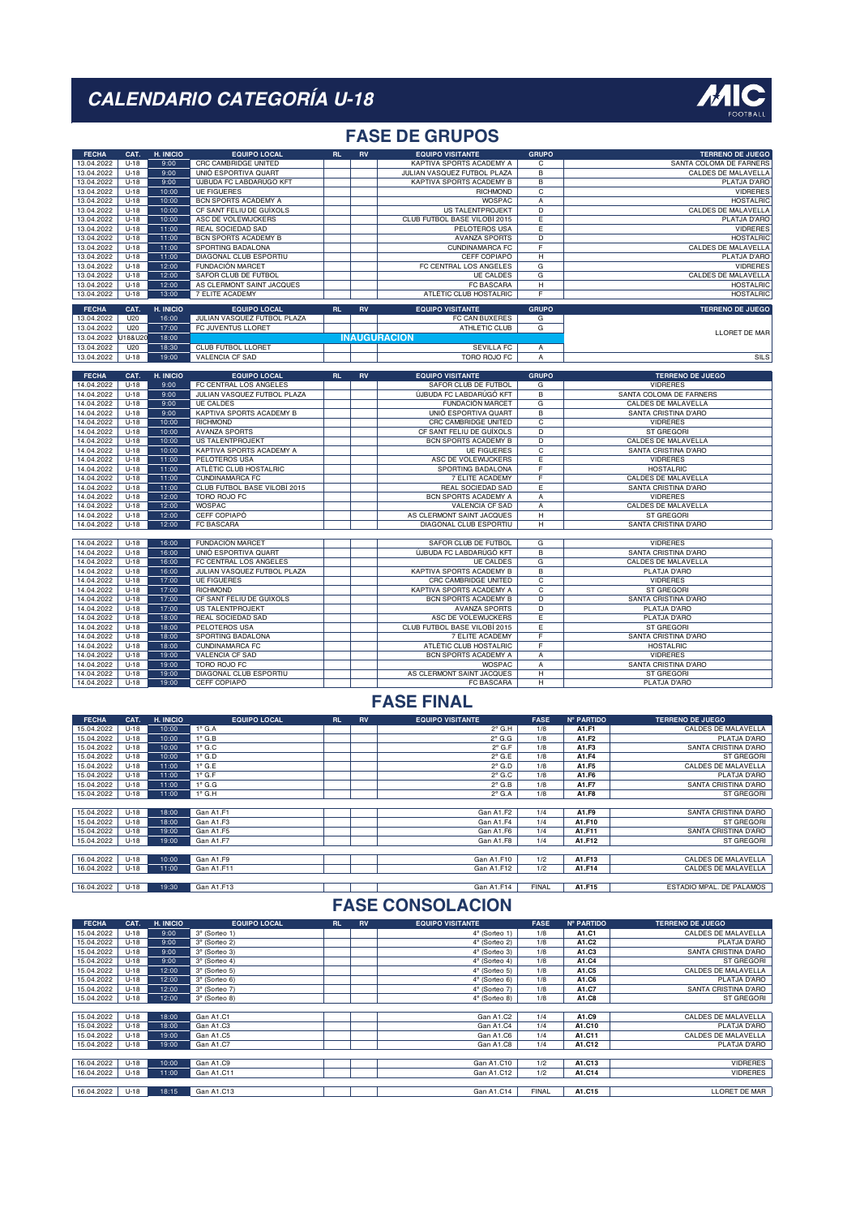# CALENDARIO CATEGORÍA U-18

## FASE DE GRUPOS

| FECHA | CAT. | H. INICIO | EQUIPO LOCAL | RL | RV | EQUIPO VISITANTE | GRUPO | TERRENO DE JUEGO |
|---|---|---|---|---|---|---|---|---|
| 13.04.2022 | U-18 | 9:00 | CRC CAMBRIDGE UNITED | | | KAPTIVA SPORTS ACADEMY A | C | SANTA COLOMA DE FARNERS |
| 13.04.2022 | U-18 | 9:00 | UNIÓ ESPORTIVA QUART | | | JULIAN VASQUEZ FUTBOL PLAZA | B | CALDES DE MALAVELLA |
| 13.04.2022 | U-18 | 9:00 | ÚJBUDA FC LABDARÚGÓ KFT | | | KAPTIVA SPORTS ACADEMY B | B | PLATJA D'ARO |
| 13.04.2022 | U-18 | 10:00 | UE FIGUERES | | | RICHMOND | C | VIDRERES |
| 13.04.2022 | U-18 | 10:00 | BCN SPORTS ACADEMY A | | | WOSPAC | A | HOSTALRIC |
| 13.04.2022 | U-18 | 10:00 | CF SANT FELIU DE GUÍXOLS | | | US TALENTPROJEKT | D | CALDES DE MALAVELLA |
| 13.04.2022 | U-18 | 10:00 | ASC DE VOLEWIJCKERS | | | CLUB FUTBOL BASE VILOBÍ 2015 | E | PLATJA D'ARO |
| 13.04.2022 | U-18 | 11:00 | REAL SOCIEDAD SAD | | | PELOTEROS USA | E | VIDRERES |
| 13.04.2022 | U-18 | 11:00 | BCN SPORTS ACADEMY B | | | AVANZA SPORTS | D | HOSTALRIC |
| 13.04.2022 | U-18 | 11:00 | SPORTING BADALONA | | | CUNDINAMARCA FC | F | CALDES DE MALAVELLA |
| 13.04.2022 | U-18 | 11:00 | DIAGONAL CLUB ESPORTIU | | | CEFF COPIAPÓ | H | PLATJA D'ARO |
| 13.04.2022 | U-18 | 12:00 | FUNDACIÓN MARCET | | | FC CENTRAL LOS ANGELES | G | VIDRERES |
| 13.04.2022 | U-18 | 12:00 | SAFOR CLUB DE FUTBOL | | | UE CALDES | G | CALDES DE MALAVELLA |
| 13.04.2022 | U-18 | 12:00 | AS CLERMONT SAINT JACQUES | | | FC BASCARA | H | HOSTALRIC |
| 13.04.2022 | U-18 | 13:00 | 7 ELITE ACADEMY | | | ATLÈTIC CLUB HOSTALRIC | F | HOSTALRIC |

| FECHA | CAT. | H. INICIO | EQUIPO LOCAL | RL | RV | EQUIPO VISITANTE | GRUPO | TERRENO DE JUEGO |
|---|---|---|---|---|---|---|---|---|
| 13.04.2022 | U20 | 16:00 | JULIAN VASQUEZ FUTBOL PLAZA | | | FC CAN BUXERES | G | LLORET DE MAR |
| 13.04.2022 | U20 | 17:00 | FC JUVENTUS LLORET | | | ATHLETIC CLUB | G | LLORET DE MAR |
| 13.04.2022 | U18&U20 | 18:00 | | | INAUGURACION | | | LLORET DE MAR |
| 13.04.2022 | U20 | 18:30 | CLUB FUTBOL LLORET | | | SEVILLA FC | A | LLORET DE MAR |
| 13.04.2022 | U-18 | 19:00 | VALENCIA CF SAD | | | TORO ROJO FC | A | SILS |

| FECHA | CAT. | H. INICIO | EQUIPO LOCAL | RL | RV | EQUIPO VISITANTE | GRUPO | TERRENO DE JUEGO |
|---|---|---|---|---|---|---|---|---|
| 14.04.2022 | U-18 | 9:00 | FC CENTRAL LOS ANGELES | | | SAFOR CLUB DE FUTBOL | G | VIDRERES |
| 14.04.2022 | U-18 | 9:00 | JULIAN VASQUEZ FUTBOL PLAZA | | | ÚJBUDA FC LABDARÚGÓ KFT | B | SANTA COLOMA DE FARNERS |
| 14.04.2022 | U-18 | 9:00 | UE CALDES | | | FUNDACIÓN MARCET | G | CALDES DE MALAVELLA |
| 14.04.2022 | U-18 | 9:00 | KAPTIVA SPORTS ACADEMY B | | | UNIÓ ESPORTIVA QUART | B | SANTA CRISTINA D'ARO |
| 14.04.2022 | U-18 | 10:00 | RICHMOND | | | CRC CAMBRIDGE UNITED | C | VIDRERES |
| 14.04.2022 | U-18 | 10:00 | AVANZA SPORTS | | | CF SANT FELIU DE GUÍXOLS | D | ST GREGORI |
| 14.04.2022 | U-18 | 10:00 | US TALENTPROJEKT | | | BCN SPORTS ACADEMY B | D | CALDES DE MALAVELLA |
| 14.04.2022 | U-18 | 10:00 | KAPTIVA SPORTS ACADEMY A | | | UE FIGUERES | C | SANTA CRISTINA D'ARO |
| 14.04.2022 | U-18 | 11:00 | PELOTEROS USA | | | ASC DE VOLEWIJCKERS | E | VIDRERES |
| 14.04.2022 | U-18 | 11:00 | ATLÈTIC CLUB HOSTALRIC | | | SPORTING BADALONA | F | HOSTALRIC |
| 14.04.2022 | U-18 | 11:00 | CUNDINAMARCA FC | | | 7 ELITE ACADEMY | F | CALDES DE MALAVELLA |
| 14.04.2022 | U-18 | 11:00 | CLUB FUTBOL BASE VILOBÍ 2015 | | | REAL SOCIEDAD SAD | E | SANTA CRISTINA D'ARO |
| 14.04.2022 | U-18 | 12:00 | TORO ROJO FC | | | BCN SPORTS ACADEMY A | A | VIDRERES |
| 14.04.2022 | U-18 | 12:00 | WOSPAC | | | VALENCIA CF SAD | A | CALDES DE MALAVELLA |
| 14.04.2022 | U-18 | 12:00 | CEFF COPIAPÓ | | | AS CLERMONT SAINT JACQUES | H | ST GREGORI |
| 14.04.2022 | U-18 | 12:00 | FC BASCARA | | | DIAGONAL CLUB ESPORTIU | H | SANTA CRISTINA D'ARO |
| | | | | | | | | |
| 14.04.2022 | U-18 | 16:00 | FUNDACIÓN MARCET | | | SAFOR CLUB DE FUTBOL | G | VIDRERES |
| 14.04.2022 | U-18 | 16:00 | UNIÓ ESPORTIVA QUART | | | ÚJBUDA FC LABDARÚGÓ KFT | B | SANTA CRISTINA D'ARO |
| 14.04.2022 | U-18 | 16:00 | FC CENTRAL LOS ANGELES | | | UE CALDES | G | CALDES DE MALAVELLA |
| 14.04.2022 | U-18 | 16:00 | JULIAN VASQUEZ FUTBOL PLAZA | | | KAPTIVA SPORTS ACADEMY B | B | PLATJA D'ARO |
| 14.04.2022 | U-18 | 17:00 | UE FIGUERES | | | CRC CAMBRIDGE UNITED | C | VIDRERES |
| 14.04.2022 | U-18 | 17:00 | RICHMOND | | | KAPTIVA SPORTS ACADEMY A | C | ST GREGORI |
| 14.04.2022 | U-18 | 17:00 | CF SANT FELIU DE GUÍXOLS | | | BCN SPORTS ACADEMY B | D | SANTA CRISTINA D'ARO |
| 14.04.2022 | U-18 | 17:00 | US TALENTPROJEKT | | | AVANZA SPORTS | D | PLATJA D'ARO |
| 14.04.2022 | U-18 | 18:00 | REAL SOCIEDAD SAD | | | ASC DE VOLEWIJCKERS | E | PLATJA D'ARO |
| 14.04.2022 | U-18 | 18:00 | PELOTEROS USA | | | CLUB FUTBOL BASE VILOBÍ 2015 | E | ST GREGORI |
| 14.04.2022 | U-18 | 18:00 | SPORTING BADALONA | | | 7 ELITE ACADEMY | F | SANTA CRISTINA D'ARO |
| 14.04.2022 | U-18 | 18:00 | CUNDINAMARCA FC | | | ATLÈTIC CLUB HOSTALRIC | F | HOSTALRIC |
| 14.04.2022 | U-18 | 19:00 | VALENCIA CF SAD | | | BCN SPORTS ACADEMY A | A | VIDRERES |
| 14.04.2022 | U-18 | 19:00 | TORO ROJO FC | | | WOSPAC | A | SANTA CRISTINA D'ARO |
| 14.04.2022 | U-18 | 19:00 | DIAGONAL CLUB ESPORTIU | | | AS CLERMONT SAINT JACQUES | H | ST GREGORI |
| 14.04.2022 | U-18 | 19:00 | CEFF COPIAPÓ | | | FC BASCARA | H | PLATJA D'ARO |

## FASE FINAL

| FECHA | CAT. | H. INICIO | EQUIPO LOCAL | RL | RV | EQUIPO VISITANTE | FASE | Nº PARTIDO | TERRENO DE JUEGO |
|---|---|---|---|---|---|---|---|---|---|
| 15.04.2022 | U-18 | 10:00 | 1º G.A | | | 2º G.H | 1/8 | **A1.F1** | CALDES DE MALAVELLA |
| 15.04.2022 | U-18 | 10:00 | 1º G.B | | | 2º G.G | 1/8 | **A1.F2** | PLATJA D'ARO |
| 15.04.2022 | U-18 | 10:00 | 1º G.C | | | 2º G.F | 1/8 | **A1.F3** | SANTA CRISTINA D'ARO |
| 15.04.2022 | U-18 | 10:00 | 1º G.D | | | 2º G.E | 1/8 | **A1.F4** | ST GREGORI |
| 15.04.2022 | U-18 | 11:00 | 1º G.E | | | 2º G.D | 1/8 | **A1.F5** | CALDES DE MALAVELLA |
| 15.04.2022 | U-18 | 11:00 | 1º G.F | | | 2º G.C | 1/8 | **A1.F6** | PLATJA D'ARO |
| 15.04.2022 | U-18 | 11:00 | 1º G.G | | | 2º G.B | 1/8 | **A1.F7** | SANTA CRISTINA D'ARO |
| 15.04.2022 | U-18 | 11:00 | 1º G.H | | | 2º G.A | 1/8 | **A1.F8** | ST GREGORI |
| | | | | | | | | | |
| 15.04.2022 | U-18 | 18:00 | Gan A1.F1 | | | Gan A1.F2 | 1/4 | **A1.F9** | SANTA CRISTINA D'ARO |
| 15.04.2022 | U-18 | 18:00 | Gan A1.F3 | | | Gan A1.F4 | 1/4 | **A1.F10** | ST GREGORI |
| 15.04.2022 | U-18 | 19:00 | Gan A1.F5 | | | Gan A1.F6 | 1/4 | **A1.F11** | SANTA CRISTINA D'ARO |
| 15.04.2022 | U-18 | 19:00 | Gan A1.F7 | | | Gan A1.F8 | 1/4 | **A1.F12** | ST GREGORI |
| | | | | | | | | | |
| 16.04.2022 | U-18 | 10:00 | Gan A1.F9 | | | Gan A1.F10 | 1/2 | **A1.F13** | CALDES DE MALAVELLA |
| 16.04.2022 | U-18 | 11:00 | Gan A1.F11 | | | Gan A1.F12 | 1/2 | **A1.F14** | CALDES DE MALAVELLA |
| | | | | | | | | | |
| 16.04.2022 | U-18 | 19:30 | Gan A1.F13 | | | Gan A1.F14 | FINAL | **A1.F15** | ESTADIO MPAL. DE PALAMOS |

## FASE CONSOLACION

| FECHA | CAT. | H. INICIO | EQUIPO LOCAL | RL | RV | EQUIPO VISITANTE | FASE | Nº PARTIDO | TERRENO DE JUEGO |
|---|---|---|---|---|---|---|---|---|---|
| 15.04.2022 | U-18 | 9:00 | 3º (Sorteo 1) | | | 4º (Sorteo 1) | 1/8 | **A1.C1** | CALDES DE MALAVELLA |
| 15.04.2022 | U-18 | 9:00 | 3º (Sorteo 2) | | | 4º (Sorteo 2) | 1/8 | **A1.C2** | PLATJA D'ARO |
| 15.04.2022 | U-18 | 9:00 | 3º (Sorteo 3) | | | 4º (Sorteo 3) | 1/8 | **A1.C3** | SANTA CRISTINA D'ARO |
| 15.04.2022 | U-18 | 9:00 | 3º (Sorteo 4) | | | 4º (Sorteo 4) | 1/8 | **A1.C4** | ST GREGORI |
| 15.04.2022 | U-18 | 12:00 | 3º (Sorteo 5) | | | 4º (Sorteo 5) | 1/8 | **A1.C5** | CALDES DE MALAVELLA |
| 15.04.2022 | U-18 | 12:00 | 3º (Sorteo 6) | | | 4º (Sorteo 6) | 1/8 | **A1.C6** | PLATJA D'ARO |
| 15.04.2022 | U-18 | 12:00 | 3º (Sorteo 7) | | | 4º (Sorteo 7) | 1/8 | **A1.C7** | SANTA CRISTINA D'ARO |
| 15.04.2022 | U-18 | 12:00 | 3º (Sorteo 8) | | | 4º (Sorteo 8) | 1/8 | **A1.C8** | ST GREGORI |
| | | | | | | | | | |
| 15.04.2022 | U-18 | 18:00 | Gan A1.C1 | | | Gan A1.C2 | 1/4 | **A1.C9** | CALDES DE MALAVELLA |
| 15.04.2022 | U-18 | 18:00 | Gan A1.C3 | | | Gan A1.C4 | 1/4 | **A1.C10** | PLATJA D'ARO |
| 15.04.2022 | U-18 | 19:00 | Gan A1.C5 | | | Gan A1.C6 | 1/4 | **A1.C11** | CALDES DE MALAVELLA |
| 15.04.2022 | U-18 | 19:00 | Gan A1.C7 | | | Gan A1.C8 | 1/4 | **A1.C12** | PLATJA D'ARO |
| | | | | | | | | | |
| 16.04.2022 | U-18 | 10:00 | Gan A1.C9 | | | Gan A1.C10 | 1/2 | **A1.C13** | VIDRERES |
| 16.04.2022 | U-18 | 11:00 | Gan A1.C11 | | | Gan A1.C12 | 1/2 | **A1.C14** | VIDRERES |
| | | | | | | | | | |
| 16.04.2022 | U-18 | 18:15 | Gan A1.C13 | | | Gan A1.C14 | FINAL | **A1.C15** | LLORET DE MAR |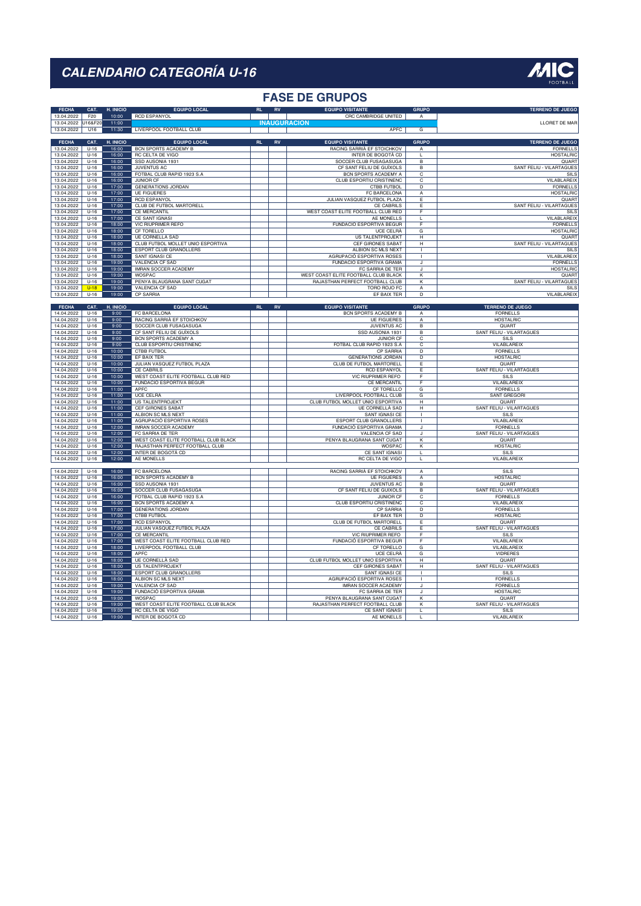# CALENDARIO CATEGORÍA U-16

## FASE DE GRUPOS

| FECHA | CAT. | H. INICIO | EQUIPO LOCAL | RL | RV | EQUIPO VISITANTE | GRUPO | TERRENO DE JUEGO |
|---|---|---|---|---|---|---|---|---|
| 13.04.2022 | F20 | 10:00 | RCD ESPANYOL | | | CRC CAMBRIDGE UNITED | A | LLORET DE MAR |
| 13.04.2022 | U16&F20 | 11:00 | INAUGURACION | | | | | |
| 13.04.2022 | U16 | 11:30 | LIVERPOOL FOOTBALL CLUB | | | APFC | G | |

| FECHA | CAT. | H. INICIO | EQUIPO LOCAL | RL | RV | EQUIPO VISITANTE | GRUPO | TERRENO DE JUEGO |
|---|---|---|---|---|---|---|---|---|
| 13.04.2022 | U-16 | 16:00 | BCN SPORTS ACADEMY B | | | RACING SARRIA EF STOICHKOV | A | FORNELLS |
| 13.04.2022 | U-16 | 16:00 | RC CELTA DE VIGO | | | INTER DE BOGOTÁ CD | L | HOSTALRIC |
| 13.04.2022 | U-16 | 16:00 | SSD AUSONIA 1931 | | | SOCCER CLUB FUSAGASUGA | B | QUART |
| 13.04.2022 | U-16 | 16:00 | JUVENTUS AC | | | CF SANT FELIU DE GUÍXOLS | B | SANT FELIU - VILARTAGUES |
| 13.04.2022 | U-16 | 16:00 | FOTBAL CLUB RAPID 1923 S.A | | | BCN SPORTS ACADEMY A | C | SILS |
| 13.04.2022 | U-16 | 16:00 | JUNIOR CF | | | CLUB ESPORTIU CRISTINENC | C | VILABLAREIX |
| 13.04.2022 | U-16 | 17:00 | GENERATIONS JORDAN | | | CTBB FUTBOL | D | FORNELLS |
| 13.04.2022 | U-16 | 17:00 | UE FIGUERES | | | FC BARCELONA | A | HOSTALRIC |
| 13.04.2022 | U-16 | 17:00 | RCD ESPANYOL | | | JULIAN VASQUEZ FUTBOL PLAZA | E | QUART |
| 13.04.2022 | U-16 | 17:00 | CLUB DE FUTBOL MARTORELL | | | CE CABRILS | E | SANT FELIU - VILARTAGUES |
| 13.04.2022 | U-16 | 17:00 | CE MERCANTIL | | | WEST COAST ELITE FOOTBALL CLUB RED | F | SILS |
| 13.04.2022 | U-16 | 17:00 | CE SANT IGNASI | | | AE MONELLS | L | VILABLAREIX |
| 13.04.2022 | U-16 | 18:00 | VIC RIUPRIMER REFO | | | FUNDACIO ESPORTIVA BEGUR | F | FORNELLS |
| 13.04.2022 | U-16 | 18:00 | CF TORELLO | | | UCE CELRÀ | G | HOSTALRIC |
| 13.04.2022 | U-16 | 18:00 | UE CORNELLÀ SAD | | | US TALENTPROJEKT | H | QUART |
| 13.04.2022 | U-16 | 18:00 | CLUB FUTBOL MOLLET UNIO ESPORTIVA | | | CEF GIRONES SABAT | H | SANT FELIU - VILARTAGUES |
| 13.04.2022 | U-16 | 18:00 | ESPORT CLUB GRANOLLERS | | | ALBION SC MLS NEXT | I | SILS |
| 13.04.2022 | U-16 | 18:00 | SANT IGNASI CE | | | AGRUPACIÓ ESPORTIVA ROSES | I | VILABLAREIX |
| 13.04.2022 | U-16 | 19:00 | VALENCIA CF SAD | | | FUNDACIÓ ESPORTIVA GRAMA | J | FORNELLS |
| 13.04.2022 | U-16 | 19:00 | IMRAN SOCCER ACADEMY | | | FC SARRIA DE TER | J | HOSTALRIC |
| 13.04.2022 | U-16 | 19:00 | WOSPAC | | | WEST COAST ELITE FOOTBALL CLUB BLACK | K | QUART |
| 13.04.2022 | U-16 | 19:00 | PENYA BLAUGRANA SANT CUGAT | | | RAJASTHAN PERFECT FOOTBALL CLUB | K | SANT FELIU - VILARTAGUES |
| 13.04.2022 | U-18 | 19:00 | VALENCIA CF SAD | | | TORO ROJO FC | A | SILS |
| 13.04.2022 | U-16 | 19:00 | CP SARRIA | | | EF BAIX TER | D | VILABLAREIX |

| FECHA | CAT. | H. INICIO | EQUIPO LOCAL | RL | RV | EQUIPO VISITANTE | GRUPO | TERRENO DE JUEGO |
|---|---|---|---|---|---|---|---|---|
| 14.04.2022 | U-16 | 9:00 | FC BARCELONA | | | BCN SPORTS ACADEMY B | A | FORNELLS |
| 14.04.2022 | U-16 | 9:00 | RACING SARRIA EF STOICHKOV | | | UE FIGUERES | A | HOSTALRIC |
| 14.04.2022 | U-16 | 9:00 | SOCCER CLUB FUSAGASUGA | | | JUVENTUS AC | B | QUART |
| 14.04.2022 | U-16 | 9:00 | CF SANT FELIU DE GUÍXOLS | | | SSD AUSONIA 1931 | B | SANT FELIU - VILARTAGUES |
| 14.04.2022 | U-16 | 9:00 | BCN SPORTS ACADEMY A | | | JUNIOR CF | C | SILS |
| 14.04.2022 | U-16 | 9:00 | CLUB ESPORTIU CRISTINENC | | | FOTBAL CLUB RAPID 1923 S.A | C | VILABLAREIX |
| 14.04.2022 | U-16 | 10:00 | CTBB FUTBOL | | | CP SARRIA | D | FORNELLS |
| 14.04.2022 | U-16 | 10:00 | EF BAIX TER | | | GENERATIONS JORDAN | D | HOSTALRIC |
| 14.04.2022 | U-16 | 10:00 | JULIAN VASQUEZ FUTBOL PLAZA | | | CLUB DE FUTBOL MARTORELL | E | QUART |
| 14.04.2022 | U-16 | 10:00 | CE CABRILS | | | RCD ESPANYOL | E | SANT FELIU - VILARTAGUES |
| 14.04.2022 | U-16 | 10:00 | WEST COAST ELITE FOOTBALL CLUB RED | | | VIC RIUPRIMER REFO | F | SILS |
| 14.04.2022 | U-16 | 10:00 | FUNDACIÓ ESPORTIVA BEGUR | | | CE MERCANTIL | F | VILABLAREIX |
| 14.04.2022 | U-16 | 11:00 | APFC | | | CF TORELLO | G | FORNELLS |
| 14.04.2022 | U-16 | 11:00 | UCE CELRÀ | | | LIVERPOOL FOOTBALL CLUB | G | SANT GREGORI |
| 14.04.2022 | U-16 | 11:00 | US TALENTPROJEKT | | | CLUB FUTBOL MOLLET UNIO ESPORTIVA | H | QUART |
| 14.04.2022 | U-16 | 11:00 | CEF GIRONES SABAT | | | UE CORNELLÀ SAD | H | SANT FELIU - VILARTAGUES |
| 14.04.2022 | U-16 | 11:00 | ALBION SC MLS NEXT | | | SANT IGNASI CE | I | SILS |
| 14.04.2022 | U-16 | 11:00 | AGRUPACIÓ ESPORTIVA ROSES | | | ESPORT CLUB GRANOLLERS | I | VILABLAREIX |
| 14.04.2022 | U-16 | 12:00 | IMRAN SOCCER ACADEMY | | | FUNDACIÓ ESPORTIVA GRAMA | J | FORNELLS |
| 14.04.2022 | U-16 | 12:00 | FC SARRIA DE TER | | | VALENCIA CF SAD | J | SANT FELIU - VILARTAGUES |
| 14.04.2022 | U-16 | 12:00 | WEST COAST ELITE FOOTBALL CLUB BLACK | | | PENYA BLAUGRANA SANT CUGAT | K | QUART |
| 14.04.2022 | U-16 | 12:00 | RAJASTHAN PERFECT FOOTBALL CLUB | | | WOSPAC | K | HOSTALRIC |
| 14.04.2022 | U-16 | 12:00 | INTER DE BOGOTÁ CD | | | CE SANT IGNASI | L | SILS |
| 14.04.2022 | U-16 | 12:00 | AE MONELLS | | | RC CELTA DE VIGO | L | VILABLAREIX |
| | | | | | | | | |
| 14.04.2022 | U-16 | 16:00 | FC BARCELONA | | | RACING SARRIA EF STOICHKOV | A | SILS |
| 14.04.2022 | U-16 | 16:00 | BCN SPORTS ACADEMY B | | | UE FIGUERES | A | HOSTALRIC |
| 14.04.2022 | U-16 | 16:00 | SSD AUSONIA 1931 | | | JUVENTUS AC | B | QUART |
| 14.04.2022 | U-16 | 16:00 | SOCCER CLUB FUSAGASUGA | | | CF SANT FELIU DE GUÍXOLS | B | SANT FELIU - VILARTAGUES |
| 14.04.2022 | U-16 | 16:00 | FOTBAL CLUB RAPID 1923 S.A | | | JUNIOR CF | C | FORNELLS |
| 14.04.2022 | U-16 | 16:00 | BCN SPORTS ACADEMY A | | | CLUB ESPORTIU CRISTINENC | C | VILABLAREIX |
| 14.04.2022 | U-16 | 17:00 | GENERATIONS JORDAN | | | CP SARRIA | D | FORNELLS |
| 14.04.2022 | U-16 | 17:00 | CTBB FUTBOL | | | EF BAIX TER | D | HOSTALRIC |
| 14.04.2022 | U-16 | 17:00 | RCD ESPANYOL | | | CLUB DE FUTBOL MARTORELL | E | QUART |
| 14.04.2022 | U-16 | 17:00 | JULIAN VASQUEZ FUTBOL PLAZA | | | CE CABRILS | E | SANT FELIU - VILARTAGUES |
| 14.04.2022 | U-16 | 17:00 | CE MERCANTIL | | | VIC RIUPRIMER REFO | F | SILS |
| 14.04.2022 | U-16 | 17:00 | WEST COAST ELITE FOOTBALL CLUB RED | | | FUNDACIÓ ESPORTIVA BEGUR | F | VILABLAREIX |
| 14.04.2022 | U-16 | 18:00 | LIVERPOOL FOOTBALL CLUB | | | CF TORELLO | G | VILABLAREIX |
| 14.04.2022 | U-16 | 18:00 | APFC | | | UCE CELRÀ | G | VIDRERES |
| 14.04.2022 | U-16 | 18:00 | UE CORNELLÀ SAD | | | CLUB FUTBOL MOLLET UNIO ESPORTIVA | H | QUART |
| 14.04.2022 | U-16 | 18:00 | US TALENTPROJEKT | | | CEF GIRONES SABAT | H | SANT FELIU - VILARTAGUES |
| 14.04.2022 | U-16 | 18:00 | ESPORT CLUB GRANOLLERS | | | SANT IGNASI CE | I | SILS |
| 14.04.2022 | U-16 | 18:00 | ALBION SC MLS NEXT | | | AGRUPACIÓ ESPORTIVA ROSES | I | FORNELLS |
| 14.04.2022 | U-16 | 19:00 | VALENCIA CF SAD | | | IMRAN SOCCER ACADEMY | J | FORNELLS |
| 14.04.2022 | U-16 | 19:00 | FUNDACIÓ ESPORTIVA GRAMA | | | FC SARRIA DE TER | J | HOSTALRIC |
| 14.04.2022 | U-16 | 19:00 | WOSPAC | | | PENYA BLAUGRANA SANT CUGAT | K | QUART |
| 14.04.2022 | U-16 | 19:00 | WEST COAST ELITE FOOTBALL CLUB BLACK | | | RAJASTHAN PERFECT FOOTBALL CLUB | K | SANT FELIU - VILARTAGUES |
| 14.04.2022 | U-16 | 19:00 | RC CELTA DE VIGO | | | CE SANT IGNASI | L | SILS |
| 14.04.2022 | U-16 | 19:00 | INTER DE BOGOTÁ CD | | | AE MONELLS | L | VILABLAREIX |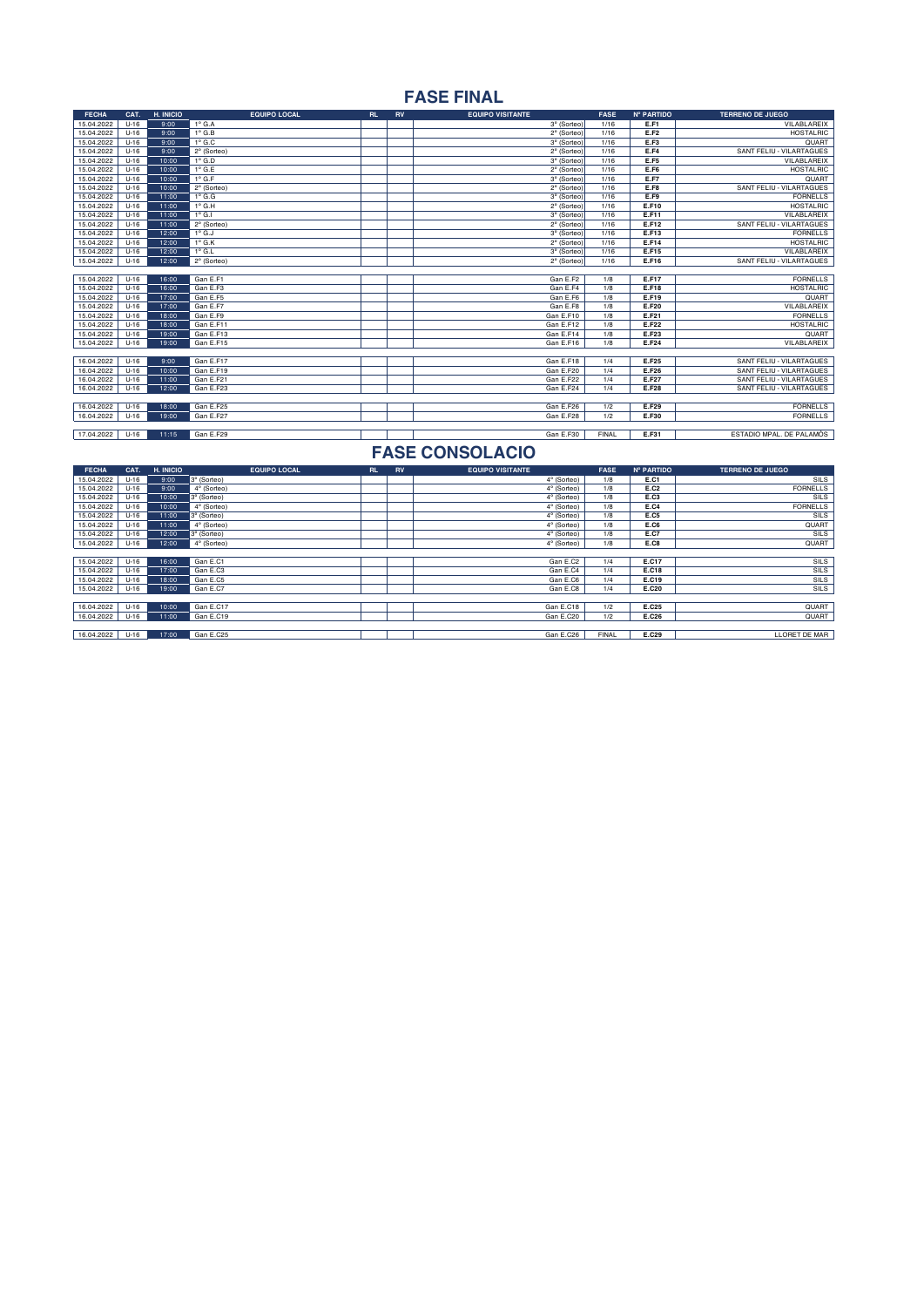## FASE FINAL

| FECHA | CAT. | H. INICIO | EQUIPO LOCAL | RL | RV | EQUIPO VISITANTE | FASE | Nº PARTIDO | TERRENO DE JUEGO |
|---|---|---|---|---|---|---|---|---|---|
| 15.04.2022 | U-16 | 9:00 | 1º G.A | | | 3º (Sorteo) | 1/16 | E.F1 | VILABLAREIX |
| 15.04.2022 | U-16 | 9:00 | 1º G.B | | | 2º (Sorteo) | 1/16 | E.F2 | HOSTALRIC |
| 15.04.2022 | U-16 | 9:00 | 1º G.C | | | 3º (Sorteo) | 1/16 | E.F3 | QUART |
| 15.04.2022 | U-16 | 9:00 | 2º (Sorteo) | | | 2º (Sorteo) | 1/16 | E.F4 | SANT FELIU - VILARTAGUES |
| 15.04.2022 | U-16 | 10:00 | 1º G.D | | | 3º (Sorteo) | 1/16 | E.F5 | VILABLAREIX |
| 15.04.2022 | U-16 | 10:00 | 1º G.E | | | 2º (Sorteo) | 1/16 | E.F6 | HOSTALRIC |
| 15.04.2022 | U-16 | 10:00 | 1º G.F | | | 3º (Sorteo) | 1/16 | E.F7 | QUART |
| 15.04.2022 | U-16 | 10:00 | 2º (Sorteo) | | | 2º (Sorteo) | 1/16 | E.F8 | SANT FELIU - VILARTAGUES |
| 15.04.2022 | U-16 | 11:00 | 1º G.G | | | 3º (Sorteo) | 1/16 | E.F9 | FORNELLS |
| 15.04.2022 | U-16 | 11:00 | 1º G.H | | | 2º (Sorteo) | 1/16 | E.F10 | HOSTALRIC |
| 15.04.2022 | U-16 | 11:00 | 1º G.I | | | 3º (Sorteo) | 1/16 | E.F11 | VILABLAREIX |
| 15.04.2022 | U-16 | 11:00 | 2º (Sorteo) | | | 2º (Sorteo) | 1/16 | E.F12 | SANT FELIU - VILARTAGUES |
| 15.04.2022 | U-16 | 12:00 | 1º G.J | | | 3º (Sorteo) | 1/16 | E.F13 | FORNELLS |
| 15.04.2022 | U-16 | 12:00 | 1º G.K | | | 2º (Sorteo) | 1/16 | E.F14 | HOSTALRIC |
| 15.04.2022 | U-16 | 12:00 | 1º G.L | | | 3º (Sorteo) | 1/16 | E.F15 | VILABLAREIX |
| 15.04.2022 | U-16 | 12:00 | 2º (Sorteo) | | | 2º (Sorteo) | 1/16 | E.F16 | SANT FELIU - VILARTAGUES |
| 15.04.2022 | U-16 | 16:00 | Gan E.F1 | | | Gan E.F2 | 1/8 | E.F17 | FORNELLS |
| 15.04.2022 | U-16 | 16:00 | Gan E.F3 | | | Gan E.F4 | 1/8 | E.F18 | HOSTALRIC |
| 15.04.2022 | U-16 | 17:00 | Gan E.F5 | | | Gan E.F6 | 1/8 | E.F19 | QUART |
| 15.04.2022 | U-16 | 17:00 | Gan E.F7 | | | Gan E.F8 | 1/8 | E.F20 | VILABLAREIX |
| 15.04.2022 | U-16 | 18:00 | Gan E.F9 | | | Gan E.F10 | 1/8 | E.F21 | FORNELLS |
| 15.04.2022 | U-16 | 18:00 | Gan E.F11 | | | Gan E.F12 | 1/8 | E.F22 | HOSTALRIC |
| 15.04.2022 | U-16 | 19:00 | Gan E.F13 | | | Gan E.F14 | 1/8 | E.F23 | QUART |
| 15.04.2022 | U-16 | 19:00 | Gan E.F15 | | | Gan E.F16 | 1/8 | E.F24 | VILABLAREIX |
| 16.04.2022 | U-16 | 9:00 | Gan E.F17 | | | Gan E.F18 | 1/4 | E.F25 | SANT FELIU - VILARTAGUES |
| 16.04.2022 | U-16 | 10:00 | Gan E.F19 | | | Gan E.F20 | 1/4 | E.F26 | SANT FELIU - VILARTAGUES |
| 16.04.2022 | U-16 | 11:00 | Gan E.F21 | | | Gan E.F22 | 1/4 | E.F27 | SANT FELIU - VILARTAGUES |
| 16.04.2022 | U-16 | 12:00 | Gan E.F23 | | | Gan E.F24 | 1/4 | E.F28 | SANT FELIU - VILARTAGUES |
| 16.04.2022 | U-16 | 18:00 | Gan E.F25 | | | Gan E.F26 | 1/2 | E.F29 | FORNELLS |
| 16.04.2022 | U-16 | 19:00 | Gan E.F27 | | | Gan E.F28 | 1/2 | E.F30 | FORNELLS |
| 17.04.2022 | U-16 | 11:15 | Gan E.F29 | | | Gan E.F30 | FINAL | E.F31 | ESTADIO MPAL. DE PALAMÓS |

## FASE CONSOLACIO

| FECHA | CAT. | H. INICIO | EQUIPO LOCAL | RL | RV | EQUIPO VISITANTE | FASE | Nº PARTIDO | TERRENO DE JUEGO |
|---|---|---|---|---|---|---|---|---|---|
| 15.04.2022 | U-16 | 9:00 | 3º (Sorteo) | | | 4º (Sorteo) | 1/8 | E.C1 | SILS |
| 15.04.2022 | U-16 | 9:00 | 4º (Sorteo) | | | 4º (Sorteo) | 1/8 | E.C2 | FORNELLS |
| 15.04.2022 | U-16 | 10:00 | 3º (Sorteo) | | | 4º (Sorteo) | 1/8 | E.C3 | SILS |
| 15.04.2022 | U-16 | 10:00 | 4º (Sorteo) | | | 4º (Sorteo) | 1/8 | E.C4 | FORNELLS |
| 15.04.2022 | U-16 | 11:00 | 3º (Sorteo) | | | 4º (Sorteo) | 1/8 | E.C5 | SILS |
| 15.04.2022 | U-16 | 11:00 | 4º (Sorteo) | | | 4º (Sorteo) | 1/8 | E.C6 | QUART |
| 15.04.2022 | U-16 | 12:00 | 3º (Sorteo) | | | 4º (Sorteo) | 1/8 | E.C7 | SILS |
| 15.04.2022 | U-16 | 12:00 | 4º (Sorteo) | | | 4º (Sorteo) | 1/8 | E.C8 | QUART |
| 15.04.2022 | U-16 | 16:00 | Gan E.C1 | | | Gan E.C2 | 1/4 | E.C17 | SILS |
| 15.04.2022 | U-16 | 17:00 | Gan E.C3 | | | Gan E.C4 | 1/4 | E.C18 | SILS |
| 15.04.2022 | U-16 | 18:00 | Gan E.C5 | | | Gan E.C6 | 1/4 | E.C19 | SILS |
| 15.04.2022 | U-16 | 19:00 | Gan E.C7 | | | Gan E.C8 | 1/4 | E.C20 | SILS |
| 16.04.2022 | U-16 | 10:00 | Gan E.C17 | | | Gan E.C18 | 1/2 | E.C25 | QUART |
| 16.04.2022 | U-16 | 11:00 | Gan E.C19 | | | Gan E.C20 | 1/2 | E.C26 | QUART |
| 16.04.2022 | U-16 | 17:00 | Gan E.C25 | | | Gan E.C26 | FINAL | E.C29 | LLORET DE MAR |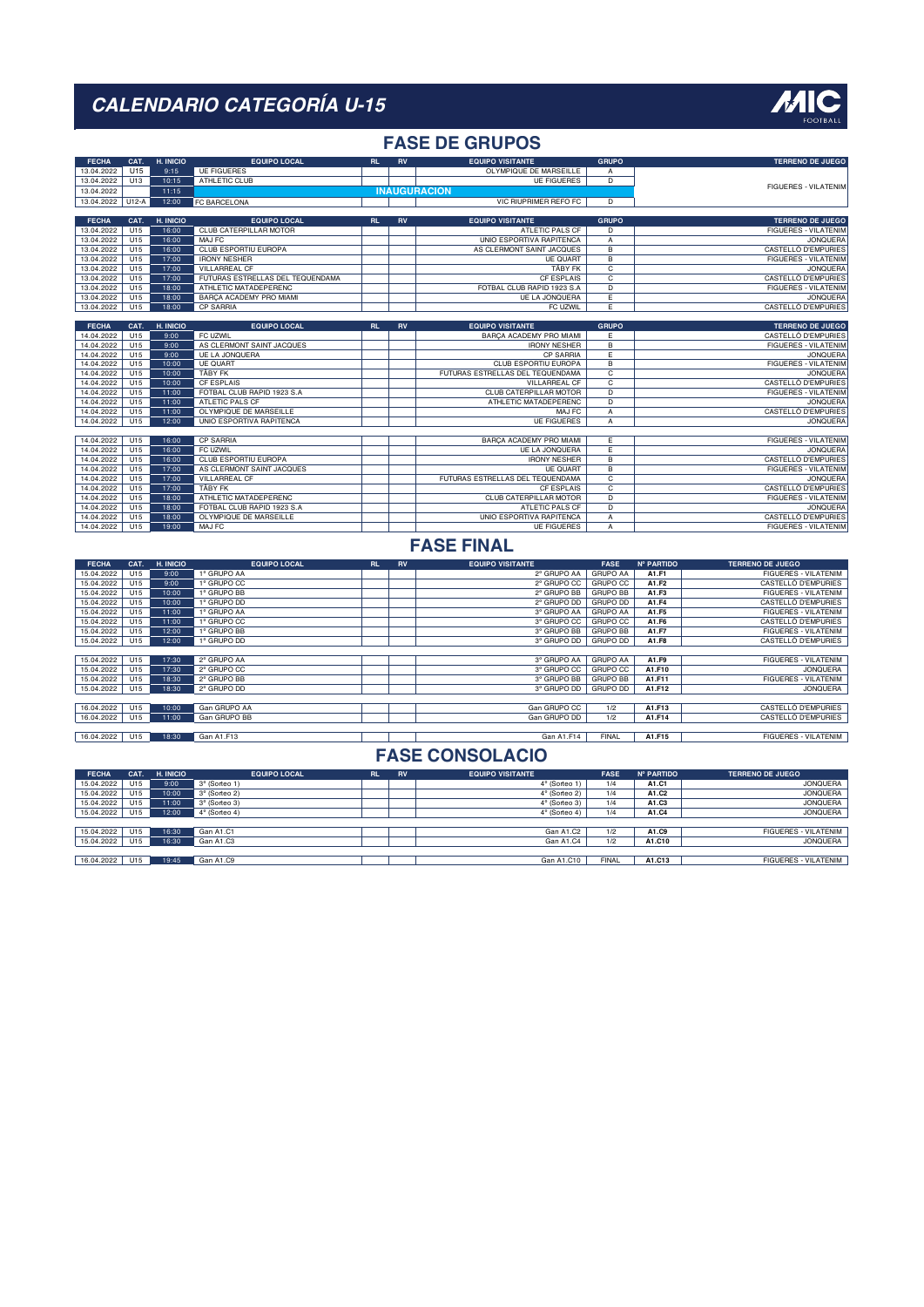# CALENDARIO CATEGORÍA U-15

## FASE DE GRUPOS

| FECHA | CAT. | H. INICIO | EQUIPO LOCAL | RL | RV | EQUIPO VISITANTE | GRUPO | TERRENO DE JUEGO |
|---|---|---|---|---|---|---|---|---|
| 13.04.2022 | U15 | 9:15 | UE FIGUERES | | | OLYMPIQUE DE MARSEILLE | A | FIGUERES - VILATENIM |
| 13.04.2022 | U13 | 10:15 | ATHLETIC CLUB | | | UE FIGUERES | D | |
| 13.04.2022 | | 11:15 | INAUGURACION | | | | | |
| 13.04.2022 | U12-A | 12:00 | FC BARCELONA | | | VIC RIUPRIMER REFO FC | D | |

| FECHA | CAT. | H. INICIO | EQUIPO LOCAL | RL | RV | EQUIPO VISITANTE | GRUPO | TERRENO DE JUEGO |
|---|---|---|---|---|---|---|---|---|
| 13.04.2022 | U15 | 16:00 | CLUB CATERPILLAR MOTOR | | | ATLETIC PALS CF | D | FIGUERES - VILATENIM |
| 13.04.2022 | U15 | 16:00 | MAJ FC | | | UNIO ESPORTIVA RAPITENCA | A | JONQUERA |
| 13.04.2022 | U15 | 16:00 | CLUB ESPORTIU EUROPA | | | AS CLERMONT SAINT JACQUES | B | CASTELLÓ D'EMPURIES |
| 13.04.2022 | U15 | 17:00 | IRONY NESHER | | | UE QUART | B | FIGUERES - VILATENIM |
| 13.04.2022 | U15 | 17:00 | VILLARREAL CF | | | TÄBY FK | C | JONQUERA |
| 13.04.2022 | U15 | 17:00 | FUTURAS ESTRELLAS DEL TEQUENDAMA | | | CF ESPLAIS | C | CASTELLÓ D'EMPURIES |
| 13.04.2022 | U15 | 18:00 | ATHLETIC MATADEPERENC | | | FOTBAL CLUB RAPID 1923 S.A | D | FIGUERES - VILATENIM |
| 13.04.2022 | U15 | 18:00 | BARÇA ACADEMY PRO MIAMI | | | UE LA JONQUERA | E | JONQUERA |
| 13.04.2022 | U15 | 18:00 | CP SARRIA | | | FC UZWIL | E | CASTELLÓ D'EMPURIES |

| FECHA | CAT. | H. INICIO | EQUIPO LOCAL | RL | RV | EQUIPO VISITANTE | GRUPO | TERRENO DE JUEGO |
|---|---|---|---|---|---|---|---|---|
| 14.04.2022 | U15 | 9:00 | FC UZWIL | | | BARÇA ACADEMY PRO MIAMI | E | CASTELLÓ D'EMPURIES |
| 14.04.2022 | U15 | 9:00 | AS CLERMONT SAINT JACQUES | | | IRONY NESHER | B | FIGUERES - VILATENIM |
| 14.04.2022 | U15 | 9:00 | UE LA JONQUERA | | | CP SARRIA | E | JONQUERA |
| 14.04.2022 | U15 | 10:00 | UE QUART | | | CLUB ESPORTIU EUROPA | B | FIGUERES - VILATENIM |
| 14.04.2022 | U15 | 10:00 | TÄBY FK | | | FUTURAS ESTRELLAS DEL TEQUENDAMA | C | JONQUERA |
| 14.04.2022 | U15 | 10:00 | CF ESPLAIS | | | VILLARREAL CF | C | CASTELLÓ D'EMPURIES |
| 14.04.2022 | U15 | 11:00 | FOTBAL CLUB RAPID 1923 S.A | | | CLUB CATERPILLAR MOTOR | D | FIGUERES - VILATENIM |
| 14.04.2022 | U15 | 11:00 | ATLETIC PALS CF | | | ATHLETIC MATADEPERENC | D | JONQUERA |
| 14.04.2022 | U15 | 11:00 | OLYMPIQUE DE MARSEILLE | | | MAJ FC | A | CASTELLÓ D'EMPURIES |
| 14.04.2022 | U15 | 12:00 | UNIO ESPORTIVA RAPITENCA | | | UE FIGUERES | A | JONQUERA |
| | | | | | | | | |
| 14.04.2022 | U15 | 16:00 | CP SARRIA | | | BARÇA ACADEMY PRO MIAMI | E | FIGUERES - VILATENIM |
| 14.04.2022 | U15 | 16:00 | FC UZWIL | | | UE LA JONQUERA | E | JONQUERA |
| 14.04.2022 | U15 | 16:00 | CLUB ESPORTIU EUROPA | | | IRONY NESHER | B | CASTELLÓ D'EMPURIES |
| 14.04.2022 | U15 | 17:00 | AS CLERMONT SAINT JACQUES | | | UE QUART | B | FIGUERES - VILATENIM |
| 14.04.2022 | U15 | 17:00 | VILLARREAL CF | | | FUTURAS ESTRELLAS DEL TEQUENDAMA | C | JONQUERA |
| 14.04.2022 | U15 | 17:00 | TÄBY FK | | | CF ESPLAIS | C | CASTELLÓ D'EMPURIES |
| 14.04.2022 | U15 | 18:00 | ATHLETIC MATADEPERENC | | | CLUB CATERPILLAR MOTOR | D | FIGUERES - VILATENIM |
| 14.04.2022 | U15 | 18:00 | FOTBAL CLUB RAPID 1923 S.A | | | ATLETIC PALS CF | D | JONQUERA |
| 14.04.2022 | U15 | 18:00 | OLYMPIQUE DE MARSEILLE | | | UNIO ESPORTIVA RAPITENCA | A | CASTELLÓ D'EMPURIES |
| 14.04.2022 | U15 | 19:00 | MAJ FC | | | UE FIGUERES | A | FIGUERES - VILATENIM |

## FASE FINAL

| FECHA | CAT. | H. INICIO | EQUIPO LOCAL | RL | RV | EQUIPO VISITANTE | FASE | Nº PARTIDO | TERRENO DE JUEGO |
|---|---|---|---|---|---|---|---|---|---|
| 15.04.2022 | U15 | 9:00 | 1º GRUPO AA | | | 2º GRUPO AA | GRUPO AA | A1.F1 | FIGUERES - VILATENIM |
| 15.04.2022 | U15 | 9:00 | 1º GRUPO CC | | | 2º GRUPO CC | GRUPO CC | A1.F2 | CASTELLÓ D'EMPURIES |
| 15.04.2022 | U15 | 10:00 | 1º GRUPO BB | | | 2º GRUPO BB | GRUPO BB | A1.F3 | FIGUERES - VILATENIM |
| 15.04.2022 | U15 | 10:00 | 1º GRUPO DD | | | 2º GRUPO DD | GRUPO DD | A1.F4 | CASTELLÓ D'EMPURIES |
| 15.04.2022 | U15 | 11:00 | 1º GRUPO AA | | | 3º GRUPO AA | GRUPO AA | A1.F5 | FIGUERES - VILATENIM |
| 15.04.2022 | U15 | 11:00 | 1º GRUPO CC | | | 3º GRUPO CC | GRUPO CC | A1.F6 | CASTELLÓ D'EMPURIES |
| 15.04.2022 | U15 | 12:00 | 1º GRUPO BB | | | 3º GRUPO BB | GRUPO BB | A1.F7 | FIGUERES - VILATENIM |
| 15.04.2022 | U15 | 12:00 | 1º GRUPO DD | | | 3º GRUPO DD | GRUPO DD | A1.F8 | CASTELLÓ D'EMPURIES |
| | | | | | | | | | |
| 15.04.2022 | U15 | 17:30 | 2º GRUPO AA | | | 3º GRUPO AA | GRUPO AA | A1.F9 | FIGUERES - VILATENIM |
| 15.04.2022 | U15 | 17:30 | 2º GRUPO CC | | | 3º GRUPO CC | GRUPO CC | A1.F10 | JONQUERA |
| 15.04.2022 | U15 | 18:30 | 2º GRUPO BB | | | 3º GRUPO BB | GRUPO BB | A1.F11 | FIGUERES - VILATENIM |
| 15.04.2022 | U15 | 18:30 | 2º GRUPO DD | | | 3º GRUPO DD | GRUPO DD | A1.F12 | JONQUERA |
| | | | | | | | | | |
| 16.04.2022 | U15 | 10:00 | Gan GRUPO AA | | | Gan GRUPO CC | 1/2 | A1.F13 | CASTELLÓ D'EMPURIES |
| 16.04.2022 | U15 | 11:00 | Gan GRUPO BB | | | Gan GRUPO DD | 1/2 | A1.F14 | CASTELLÓ D'EMPURIES |
| | | | | | | | | | |
| 16.04.2022 | U15 | 18:30 | Gan A1.F13 | | | Gan A1.F14 | FINAL | A1.F15 | FIGUERES - VILATENIM |

## FASE CONSOLACIO

| FECHA | CAT. | H. INICIO | EQUIPO LOCAL | RL | RV | EQUIPO VISITANTE | FASE | Nº PARTIDO | TERRENO DE JUEGO |
|---|---|---|---|---|---|---|---|---|---|
| 15.04.2022 | U15 | 9:00 | 3º (Sorteo 1) | | | 4º (Sorteo 1) | 1/4 | A1.C1 | JONQUERA |
| 15.04.2022 | U15 | 10:00 | 3º (Sorteo 2) | | | 4º (Sorteo 2) | 1/4 | A1.C2 | JONQUERA |
| 15.04.2022 | U15 | 11:00 | 3º (Sorteo 3) | | | 4º (Sorteo 3) | 1/4 | A1.C3 | JONQUERA |
| 15.04.2022 | U15 | 12:00 | 4º (Sorteo 4) | | | 4º (Sorteo 4) | 1/4 | A1.C4 | JONQUERA |
| | | | | | | | | | |
| 15.04.2022 | U15 | 16:30 | Gan A1.C1 | | | Gan A1.C2 | 1/2 | A1.C9 | FIGUERES - VILATENIM |
| 15.04.2022 | U15 | 16:30 | Gan A1.C3 | | | Gan A1.C4 | 1/2 | A1.C10 | JONQUERA |
| | | | | | | | | | |
| 16.04.2022 | U15 | 19:45 | Gan A1.C9 | | | Gan A1.C10 | FINAL | A1.C13 | FIGUERES - VILATENIM |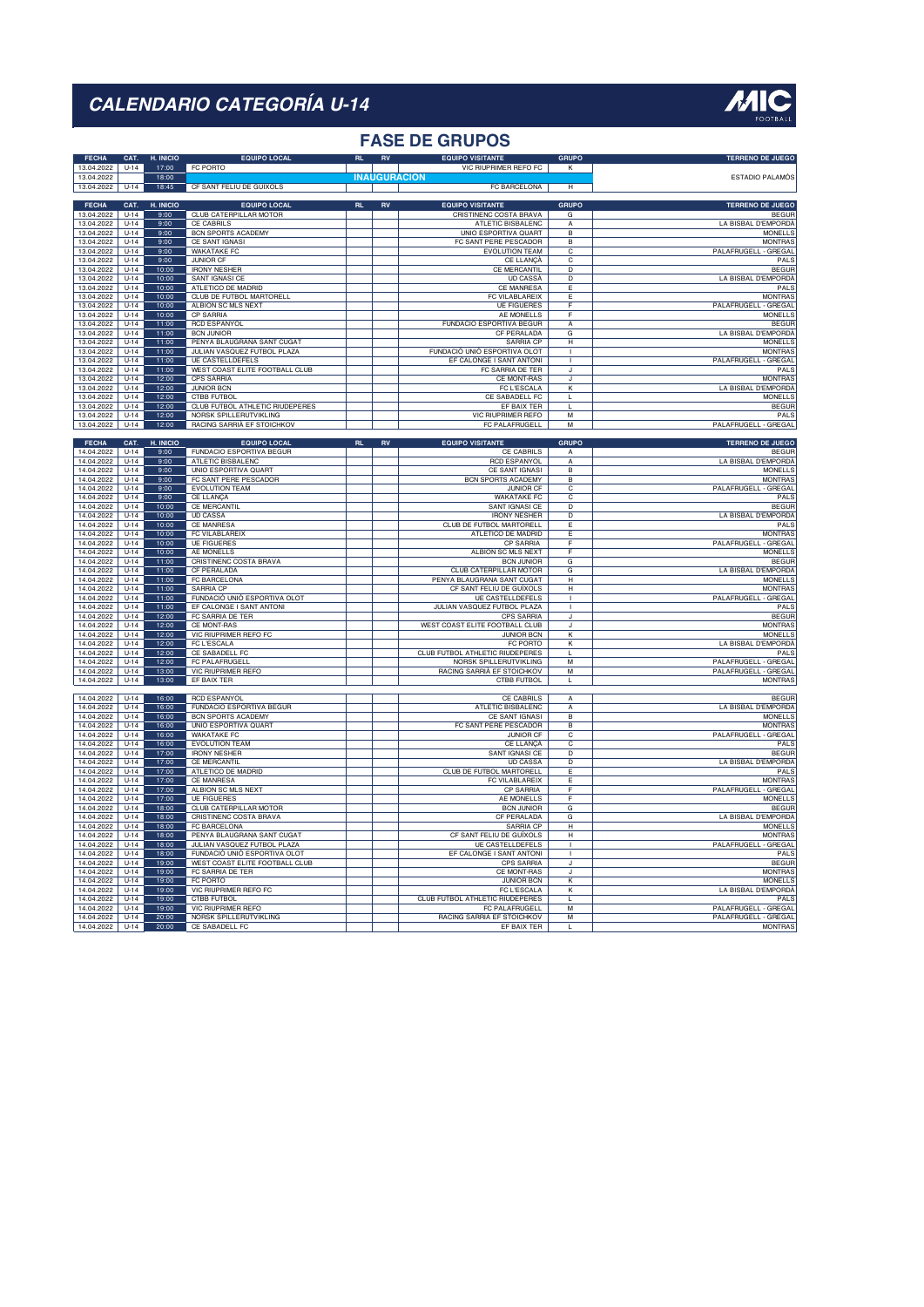# CALENDARIO CATEGORÍA U-14

## FASE DE GRUPOS

| FECHA | CAT. | H. INICIO | EQUIPO LOCAL | RL | RV | EQUIPO VISITANTE | GRUPO | TERRENO DE JUEGO |
|---|---|---|---|---|---|---|---|---|
| 13.04.2022 | U-14 | 17:00 | FC PORTO | | | VIC RIUPRIMER REFO FC | K | ESTADIO PALAMÓS |
| 13.04.2022 | | 18:00 | INAUGURACION | | | | | |
| 13.04.2022 | U-14 | 18:45 | CF SANT FELIU DE GUIXOLS | | | FC BARCELONA | H | |

| FECHA | CAT. | H. INICIO | EQUIPO LOCAL | RL | RV | EQUIPO VISITANTE | GRUPO | TERRENO DE JUEGO |
|---|---|---|---|---|---|---|---|---|
| 13.04.2022 | U-14 | 9:00 | CLUB CATERPILLAR MOTOR | | | CRISTINENC COSTA BRAVA | G | BEGUR |
| 13.04.2022 | U-14 | 9:00 | CE CABRILS | | | ATLETIC BISBALENC | A | LA BISBAL D'EMPORDA |
| 13.04.2022 | U-14 | 9:00 | BCN SPORTS ACADEMY | | | UNIO ESPORTIVA QUART | B | MONELLS |
| 13.04.2022 | U-14 | 9:00 | CE SANT IGNASI | | | FC SANT PERE PESCADOR | B | MONTRAS |
| 13.04.2022 | U-14 | 9:00 | WAKATAKE FC | | | EVOLUTION TEAM | C | PALAFRUGELL - GREGAL |
| 13.04.2022 | U-14 | 9:00 | JUNIOR CF | | | CE LLANÇA | C | PALS |
| 13.04.2022 | U-14 | 10:00 | IRONY NESHER | | | CE MERCANTIL | D | BEGUR |
| 13.04.2022 | U-14 | 10:00 | SANT IGNASI CE | | | UD CASSA | D | LA BISBAL D'EMPORDA |
| 13.04.2022 | U-14 | 10:00 | ATLETICO DE MADRID | | | CE MANRESA | E | PALS |
| 13.04.2022 | U-14 | 10:00 | CLUB DE FUTBOL MARTORELL | | | FC VILABLAREIX | E | MONTRAS |
| 13.04.2022 | U-14 | 10:00 | ALBION SC MLS NEXT | | | UE FIGUERES | F | PALAFRUGELL - GREGAL |
| 13.04.2022 | U-14 | 10:00 | CP SARRIA | | | AE MONELLS | F | MONELLS |
| 13.04.2022 | U-14 | 11:00 | RCD ESPANYOL | | | FUNDACIO ESPORTIVA BEGUR | A | BEGUR |
| 13.04.2022 | U-14 | 11:00 | BCN JUNIOR | | | CF PERALADA | G | LA BISBAL D'EMPORDA |
| 13.04.2022 | U-14 | 11:00 | PENYA BLAUGRANA SANT CUGAT | | | SARRIA CP | H | MONELLS |
| 13.04.2022 | U-14 | 11:00 | JULIAN VASQUEZ FUTBOL PLAZA | | | FUNDACIÓ UNIÓ ESPORTIVA OLOT | I | MONTRAS |
| 13.04.2022 | U-14 | 11:00 | UE CASTELLDEFELS | | | EF CALONGE I SANT ANTONI | I | PALAFRUGELL - GREGAL |
| 13.04.2022 | U-14 | 11:00 | WEST COAST ELITE FOOTBALL CLUB | | | FC SARRIA DE TER | J | PALS |
| 13.04.2022 | U-14 | 12:00 | CPS SARRIA | | | CE MONT-RAS | J | MONTRAS |
| 13.04.2022 | U-14 | 12:00 | JUNIOR BCN | | | FC L'ESCALA | K | LA BISBAL D'EMPORDA |
| 13.04.2022 | U-14 | 12:00 | CTBB FUTBOL | | | CE SABADELL FC | L | MONELLS |
| 13.04.2022 | U-14 | 12:00 | CLUB FUTBOL ATHLETIC RIUDEPERES | | | EF BAIX TER | L | BEGUR |
| 13.04.2022 | U-14 | 12:00 | NORSK SPILLERUTVIKLING | | | VIC RIUPRIMER REFO | M | PALS |
| 13.04.2022 | U-14 | 12:00 | RACING SARRIA EF STOICHKOV | | | FC PALAFRUGELL | M | PALAFRUGELL - GREGAL |

| FECHA | CAT. | H. INICIO | EQUIPO LOCAL | RL | RV | EQUIPO VISITANTE | GRUPO | TERRENO DE JUEGO |
|---|---|---|---|---|---|---|---|---|
| 14.04.2022 | U-14 | 9:00 | FUNDACIO ESPORTIVA BEGUR | | | CE CABRILS | A | BEGUR |
| 14.04.2022 | U-14 | 9:00 | ATLETIC BISBALENC | | | RCD ESPANYOL | A | LA BISBAL D'EMPORDA |
| 14.04.2022 | U-14 | 9:00 | UNIO ESPORTIVA QUART | | | CE SANT IGNASI | B | MONELLS |
| 14.04.2022 | U-14 | 9:00 | FC SANT PERE PESCADOR | | | BCN SPORTS ACADEMY | B | MONTRAS |
| 14.04.2022 | U-14 | 9:00 | EVOLUTION TEAM | | | JUNIOR CF | C | PALAFRUGELL - GREGAL |
| 14.04.2022 | U-14 | 9:00 | CE LLANÇA | | | WAKATAKE FC | C | PALS |
| 14.04.2022 | U-14 | 10:00 | CE MERCANTIL | | | SANT IGNASI CE | D | BEGUR |
| 14.04.2022 | U-14 | 10:00 | UD CASSA | | | IRONY NESHER | D | LA BISBAL D'EMPORDA |
| 14.04.2022 | U-14 | 10:00 | CE MANRESA | | | CLUB DE FUTBOL MARTORELL | E | PALS |
| 14.04.2022 | U-14 | 10:00 | FC VILABLAREIX | | | ATLETICO DE MADRID | E | MONTRAS |
| 14.04.2022 | U-14 | 10:00 | UE FIGUERES | | | CP SARRIA | F | PALAFRUGELL - GREGAL |
| 14.04.2022 | U-14 | 10:00 | AE MONELLS | | | ALBION SC MLS NEXT | F | MONELLS |
| 14.04.2022 | U-14 | 11:00 | CRISTINENC COSTA BRAVA | | | BCN JUNIOR | G | BEGUR |
| 14.04.2022 | U-14 | 11:00 | CF PERALADA | | | CLUB CATERPILLAR MOTOR | G | LA BISBAL D'EMPORDA |
| 14.04.2022 | U-14 | 11:00 | FC BARCELONA | | | PENYA BLAUGRANA SANT CUGAT | H | MONELLS |
| 14.04.2022 | U-14 | 11:00 | SARRIA CP | | | CF SANT FELIU DE GUÍXOLS | H | MONTRAS |
| 14.04.2022 | U-14 | 11:00 | FUNDACIÓ UNIÓ ESPORTIVA OLOT | | | UE CASTELLDEFELS | I | PALAFRUGELL - GREGAL |
| 14.04.2022 | U-14 | 11:00 | EF CALONGE I SANT ANTONI | | | JULIAN VASQUEZ FUTBOL PLAZA | I | PALS |
| 14.04.2022 | U-14 | 12:00 | FC SARRIA DE TER | | | CPS SARRIA | J | BEGUR |
| 14.04.2022 | U-14 | 12:00 | CE MONT-RAS | | | WEST COAST ELITE FOOTBALL CLUB | J | MONTRAS |
| 14.04.2022 | U-14 | 12:00 | VIC RIUPRIMER REFO FC | | | JUNIOR BCN | K | MONELLS |
| 14.04.2022 | U-14 | 12:00 | FC L'ESCALA | | | FC PORTO | K | LA BISBAL D'EMPORDA |
| 14.04.2022 | U-14 | 12:00 | CE SABADELL FC | | | CLUB FUTBOL ATHLETIC RIUDEPERES | L | PALS |
| 14.04.2022 | U-14 | 12:00 | FC PALAFRUGELL | | | NORSK SPILLERUTVIKLING | M | PALAFRUGELL - GREGAL |
| 14.04.2022 | U-14 | 13:00 | VIC RIUPRIMER REFO | | | RACING SARRIA EF STOICHKOV | M | PALAFRUGELL - GREGAL |
| 14.04.2022 | U-14 | 13:00 | EF BAIX TER | | | CTBB FUTBOL | L | MONTRAS |

| FECHA | CAT. | H. INICIO | EQUIPO LOCAL | RL | RV | EQUIPO VISITANTE | GRUPO | TERRENO DE JUEGO |
|---|---|---|---|---|---|---|---|---|
| 14.04.2022 | U-14 | 16:00 | RCD ESPANYOL | | | CE CABRILS | A | BEGUR |
| 14.04.2022 | U-14 | 16:00 | FUNDACIO ESPORTIVA BEGUR | | | ATLETIC BISBALENC | A | LA BISBAL D'EMPORDA |
| 14.04.2022 | U-14 | 16:00 | BCN SPORTS ACADEMY | | | CE SANT IGNASI | B | MONELLS |
| 14.04.2022 | U-14 | 16:00 | UNIO ESPORTIVA QUART | | | FC SANT PERE PESCADOR | B | MONTRAS |
| 14.04.2022 | U-14 | 16:00 | WAKATAKE FC | | | JUNIOR CF | C | PALAFRUGELL - GREGAL |
| 14.04.2022 | U-14 | 16:00 | EVOLUTION TEAM | | | CE LLANÇA | C | PALS |
| 14.04.2022 | U-14 | 17:00 | IRONY NESHER | | | SANT IGNASI CE | D | BEGUR |
| 14.04.2022 | U-14 | 17:00 | CE MERCANTIL | | | UD CASSA | D | LA BISBAL D'EMPORDA |
| 14.04.2022 | U-14 | 17:00 | ATLETICO DE MADRID | | | CLUB DE FUTBOL MARTORELL | E | PALS |
| 14.04.2022 | U-14 | 17:00 | CE MANRESA | | | FC VILABLAREIX | E | MONTRAS |
| 14.04.2022 | U-14 | 17:00 | ALBION SC MLS NEXT | | | CP SARRIA | F | PALAFRUGELL - GREGAL |
| 14.04.2022 | U-14 | 17:00 | UE FIGUERES | | | AE MONELLS | F | MONELLS |
| 14.04.2022 | U-14 | 18:00 | CLUB CATERPILLAR MOTOR | | | BCN JUNIOR | G | BEGUR |
| 14.04.2022 | U-14 | 18:00 | CRISTINENC COSTA BRAVA | | | CF PERALADA | G | LA BISBAL D'EMPORDA |
| 14.04.2022 | U-14 | 18:00 | FC BARCELONA | | | SARRIA CP | H | MONELLS |
| 14.04.2022 | U-14 | 18:00 | PENYA BLAUGRANA SANT CUGAT | | | CF SANT FELIU DE GUÍXOLS | H | MONTRAS |
| 14.04.2022 | U-14 | 18:00 | JULIAN VASQUEZ FUTBOL PLAZA | | | UE CASTELLDEFELS | I | PALAFRUGELL - GREGAL |
| 14.04.2022 | U-14 | 18:00 | FUNDACIÓ UNIÓ ESPORTIVA OLOT | | | EF CALONGE I SANT ANTONI | I | PALS |
| 14.04.2022 | U-14 | 19:00 | WEST COAST ELITE FOOTBALL CLUB | | | CPS SARRIA | J | BEGUR |
| 14.04.2022 | U-14 | 19:00 | FC SARRIA DE TER | | | CE MONT-RAS | J | MONTRAS |
| 14.04.2022 | U-14 | 19:00 | FC PORTO | | | JUNIOR BCN | K | MONELLS |
| 14.04.2022 | U-14 | 19:00 | VIC RIUPRIMER REFO FC | | | FC L'ESCALA | K | LA BISBAL D'EMPORDA |
| 14.04.2022 | U-14 | 19:00 | CTBB FUTBOL | | | CLUB FUTBOL ATHLETIC RIUDEPERES | L | PALS |
| 14.04.2022 | U-14 | 19:00 | VIC RIUPRIMER REFO | | | FC PALAFRUGELL | M | PALAFRUGELL - GREGAL |
| 14.04.2022 | U-14 | 20:00 | NORSK SPILLERUTVIKLING | | | RACING SARRIA EF STOICHKOV | M | PALAFRUGELL - GREGAL |
| 14.04.2022 | U-14 | 20:00 | CE SABADELL FC | | | EF BAIX TER | L | MONTRAS |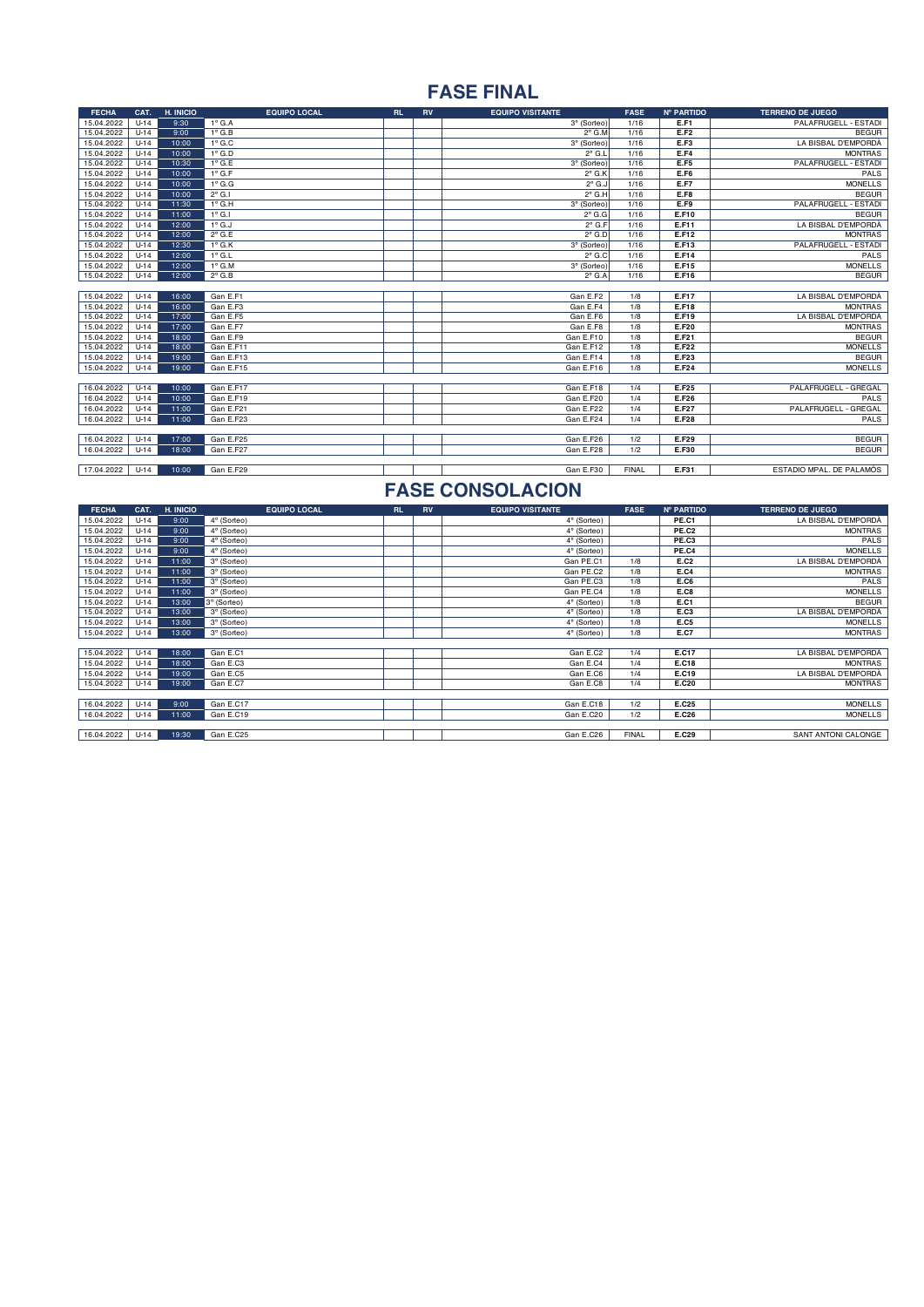# FASE FINAL

| FECHA | CAT. | H. INICIO | EQUIPO LOCAL | RL | RV | EQUIPO VISITANTE | FASE | Nº PARTIDO | TERRENO DE JUEGO |
|---|---|---|---|---|---|---|---|---|---|
| 15.04.2022 | U-14 | 9:30 | 1º G.A | | | 3º (Sorteo) | 1/16 | E.F1 | PALAFRUGELL - ESTADI |
| 15.04.2022 | U-14 | 9:00 | 1º G.B | | | 2º G.M | 1/16 | E.F2 | BEGUR |
| 15.04.2022 | U-14 | 10:00 | 1º G.C | | | 3º (Sorteo) | 1/16 | E.F3 | LA BISBAL D'EMPORDÀ |
| 15.04.2022 | U-14 | 10:00 | 1º G.D | | | 2º G.L | 1/16 | E.F4 | MONTRAS |
| 15.04.2022 | U-14 | 10:30 | 1º G.E | | | 3º (Sorteo) | 1/16 | E.F5 | PALAFRUGELL - ESTADI |
| 15.04.2022 | U-14 | 10:00 | 1º G.F | | | 2º G.K | 1/16 | E.F6 | PALS |
| 15.04.2022 | U-14 | 10:00 | 1º G.G | | | 2º G.J | 1/16 | E.F7 | MONELLS |
| 15.04.2022 | U-14 | 10:00 | 2º G.I | | | 2º G.H | 1/16 | E.F8 | BEGUR |
| 15.04.2022 | U-14 | 11:30 | 1º G.H | | | 3º (Sorteo) | 1/16 | E.F9 | PALAFRUGELL - ESTADI |
| 15.04.2022 | U-14 | 11:00 | 1º G.I | | | 2º G.G | 1/16 | E.F10 | BEGUR |
| 15.04.2022 | U-14 | 12:00 | 1º G.J | | | 2º G.F | 1/16 | E.F11 | LA BISBAL D'EMPORDÀ |
| 15.04.2022 | U-14 | 12:00 | 2º G.E | | | 2º G.D | 1/16 | E.F12 | MONTRAS |
| 15.04.2022 | U-14 | 12:30 | 1º G.K | | | 3º (Sorteo) | 1/16 | E.F13 | PALAFRUGELL - ESTADI |
| 15.04.2022 | U-14 | 12:00 | 1º G.L | | | 2º G.C | 1/16 | E.F14 | PALS |
| 15.04.2022 | U-14 | 12:00 | 1º G.M | | | 3º (Sorteo) | 1/16 | E.F15 | MONELLS |
| 15.04.2022 | U-14 | 12:00 | 2º G.B | | | 2º G.A | 1/16 | E.F16 | BEGUR |
| | | | | | | | | | |
| 15.04.2022 | U-14 | 16:00 | Gan E.F1 | | | Gan E.F2 | 1/8 | E.F17 | LA BISBAL D'EMPORDÀ |
| 15.04.2022 | U-14 | 16:00 | Gan E.F3 | | | Gan E.F4 | 1/8 | E.F18 | MONTRAS |
| 15.04.2022 | U-14 | 17:00 | Gan E.F5 | | | Gan E.F6 | 1/8 | E.F19 | LA BISBAL D'EMPORDÀ |
| 15.04.2022 | U-14 | 17:00 | Gan E.F7 | | | Gan E.F8 | 1/8 | E.F20 | MONTRAS |
| 15.04.2022 | U-14 | 18:00 | Gan E.F9 | | | Gan E.F10 | 1/8 | E.F21 | BEGUR |
| 15.04.2022 | U-14 | 18:00 | Gan E.F11 | | | Gan E.F12 | 1/8 | E.F22 | MONELLS |
| 15.04.2022 | U-14 | 19:00 | Gan E.F13 | | | Gan E.F14 | 1/8 | E.F23 | BEGUR |
| 15.04.2022 | U-14 | 19:00 | Gan E.F15 | | | Gan E.F16 | 1/8 | E.F24 | MONELLS |
| | | | | | | | | | |
| 16.04.2022 | U-14 | 10:00 | Gan E.F17 | | | Gan E.F18 | 1/4 | E.F25 | PALAFRUGELL - GREGAL |
| 16.04.2022 | U-14 | 10:00 | Gan E.F19 | | | Gan E.F20 | 1/4 | E.F26 | PALS |
| 16.04.2022 | U-14 | 11:00 | Gan E.F21 | | | Gan E.F22 | 1/4 | E.F27 | PALAFRUGELL - GREGAL |
| 16.04.2022 | U-14 | 11:00 | Gan E.F23 | | | Gan E.F24 | 1/4 | E.F28 | PALS |
| | | | | | | | | | |
| 16.04.2022 | U-14 | 17:00 | Gan E.F25 | | | Gan E.F26 | 1/2 | E.F29 | BEGUR |
| 16.04.2022 | U-14 | 18:00 | Gan E.F27 | | | Gan E.F28 | 1/2 | E.F30 | BEGUR |
| | | | | | | | | | |
| 17.04.2022 | U-14 | 10:00 | Gan E.F29 | | | Gan E.F30 | FINAL | E.F31 | ESTADIO MPAL. DE PALAMÓS |

# FASE CONSOLACION

| FECHA | CAT. | H. INICIO | EQUIPO LOCAL | RL | RV | EQUIPO VISITANTE | FASE | Nº PARTIDO | TERRENO DE JUEGO |
|---|---|---|---|---|---|---|---|---|---|
| 15.04.2022 | U-14 | 9:00 | 4º (Sorteo) | | | 4º (Sorteo) | | PE.C1 | LA BISBAL D'EMPORDÀ |
| 15.04.2022 | U-14 | 9:00 | 4º (Sorteo) | | | 4º (Sorteo) | | PE.C2 | MONTRAS |
| 15.04.2022 | U-14 | 9:00 | 4º (Sorteo) | | | 4º (Sorteo) | | PE.C3 | PALS |
| 15.04.2022 | U-14 | 9:00 | 4º (Sorteo) | | | 4º (Sorteo) | | PE.C4 | MONELLS |
| 15.04.2022 | U-14 | 11:00 | 3º (Sorteo) | | | Gan PE.C1 | 1/8 | E.C2 | LA BISBAL D'EMPORDÀ |
| 15.04.2022 | U-14 | 11:00 | 3º (Sorteo) | | | Gan PE.C2 | 1/8 | E.C4 | MONTRAS |
| 15.04.2022 | U-14 | 11:00 | 3º (Sorteo) | | | Gan PE.C3 | 1/8 | E.C6 | PALS |
| 15.04.2022 | U-14 | 11:00 | 3º (Sorteo) | | | Gan PE.C4 | 1/8 | E.C8 | MONELLS |
| 15.04.2022 | U-14 | 13:00 | 3º (Sorteo) | | | 4º (Sorteo) | 1/8 | E.C1 | BEGUR |
| 15.04.2022 | U-14 | 13:00 | 3º (Sorteo) | | | 4º (Sorteo) | 1/8 | E.C3 | LA BISBAL D'EMPORDÀ |
| 15.04.2022 | U-14 | 13:00 | 3º (Sorteo) | | | 4º (Sorteo) | 1/8 | E.C5 | MONELLS |
| 15.04.2022 | U-14 | 13:00 | 3º (Sorteo) | | | 4º (Sorteo) | 1/8 | E.C7 | MONTRAS |
| | | | | | | | | | |
| 15.04.2022 | U-14 | 18:00 | Gan E.C1 | | | Gan E.C2 | 1/4 | E.C17 | LA BISBAL D'EMPORDÀ |
| 15.04.2022 | U-14 | 18:00 | Gan E.C3 | | | Gan E.C4 | 1/4 | E.C18 | MONTRAS |
| 15.04.2022 | U-14 | 19:00 | Gan E.C5 | | | Gan E.C6 | 1/4 | E.C19 | LA BISBAL D'EMPORDÀ |
| 15.04.2022 | U-14 | 19:00 | Gan E.C7 | | | Gan E.C8 | 1/4 | E.C20 | MONTRAS |
| | | | | | | | | | |
| 16.04.2022 | U-14 | 9:00 | Gan E.C17 | | | Gan E.C18 | 1/2 | E.C25 | MONELLS |
| 16.04.2022 | U-14 | 11:00 | Gan E.C19 | | | Gan E.C20 | 1/2 | E.C26 | MONELLS |
| | | | | | | | | | |
| 16.04.2022 | U-14 | 19:30 | Gan E.C25 | | | Gan E.C26 | FINAL | E.C29 | SANT ANTONI CALONGE |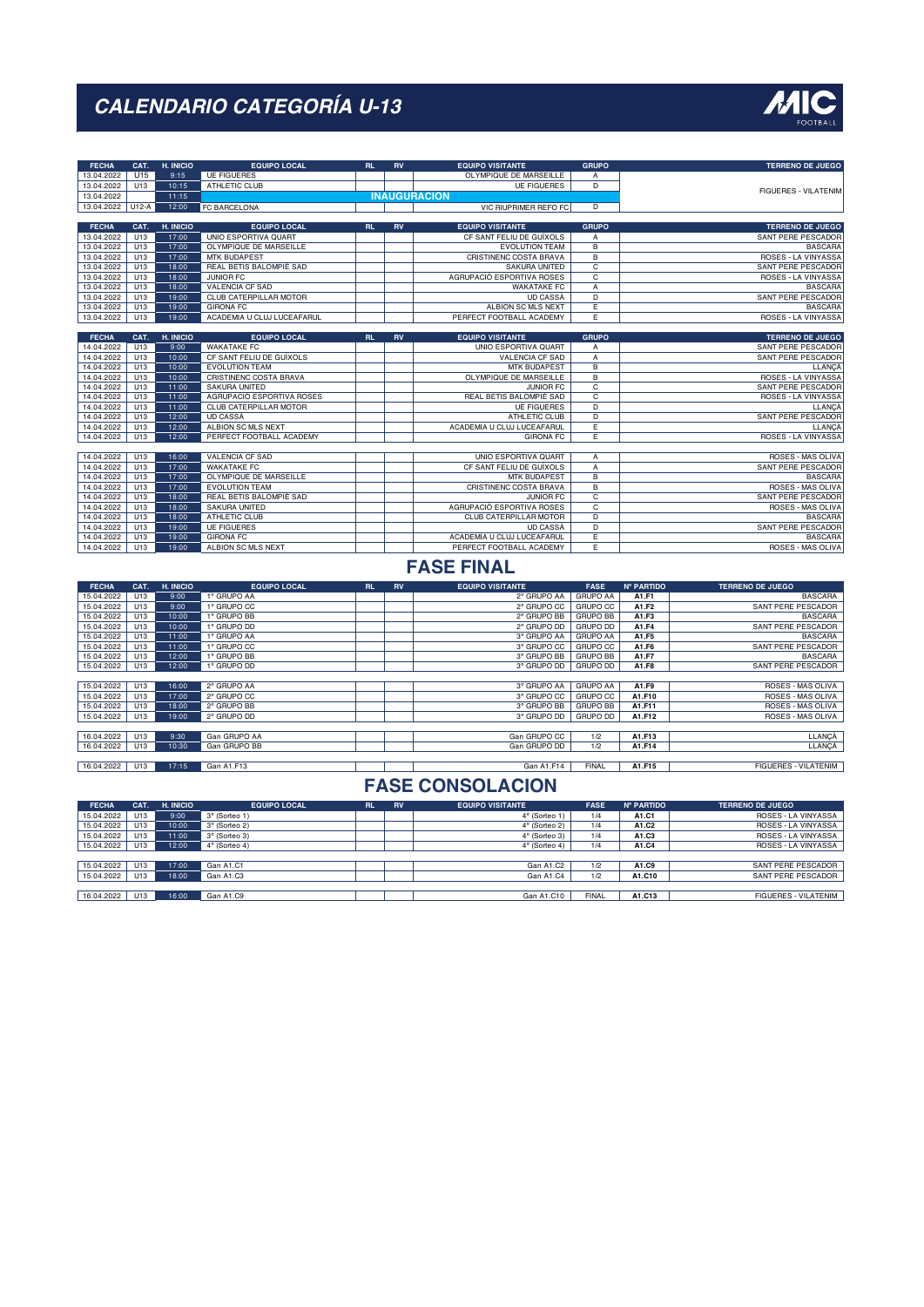# CALENDARIO CATEGORÍA U-13

| FECHA | CAT. | H. INICIO | EQUIPO LOCAL | RL | RV | EQUIPO VISITANTE | GRUPO | TERRENO DE JUEGO |
|---|---|---|---|---|---|---|---|---|
| 13.04.2022 | U15 | 9:15 | UE FIGUERES | | | OLYMPIQUE DE MARSEILLE | A | FIGUERES - VILATENIM |
| 13.04.2022 | U13 | 10:15 | ATHLETIC CLUB | | | UE FIGUERES | D | |
| 13.04.2022 | | 11:15 | INAUGURACION | | | | | |
| 13.04.2022 | U12-A | 12:00 | FC BARCELONA | | | VIC RIUPRIMER REFO FC | D | |

| FECHA | CAT. | H. INICIO | EQUIPO LOCAL | RL | RV | EQUIPO VISITANTE | GRUPO | TERRENO DE JUEGO |
|---|---|---|---|---|---|---|---|---|
| 13.04.2022 | U13 | 17:00 | UNIO ESPORTIVA QUART | | | CF SANT FELIU DE GUÍXOLS | A | SANT PERE PESCADOR |
| 13.04.2022 | U13 | 17:00 | OLYMPIQUE DE MARSEILLE | | | EVOLUTION TEAM | B | BASCARA |
| 13.04.2022 | U13 | 17:00 | MTK BUDAPEST | | | CRISTINENC COSTA BRAVA | B | ROSES - LA VINYASSA |
| 13.04.2022 | U13 | 18:00 | REAL BETIS BALOMPIÉ SAD | | | SAKURA UNITED | C | SANT PERE PESCADOR |
| 13.04.2022 | U13 | 18:00 | JUNIOR FC | | | AGRUPACIÓ ESPORTIVA ROSES | C | ROSES - LA VINYASSA |
| 13.04.2022 | U13 | 18:00 | VALENCIA CF SAD | | | WAKATAKE FC | A | BASCARA |
| 13.04.2022 | U13 | 19:00 | CLUB CATERPILLAR MOTOR | | | UD CASSÀ | D | SANT PERE PESCADOR |
| 13.04.2022 | U13 | 19:00 | GIRONA FC | | | ALBION SC MLS NEXT | E | BASCARA |
| 13.04.2022 | U13 | 19:00 | ACADEMIA U CLUJ LUCEAFARUL | | | PERFECT FOOTBALL ACADEMY | E | ROSES - LA VINYASSA |

| FECHA | CAT. | H. INICIO | EQUIPO LOCAL | RL | RV | EQUIPO VISITANTE | GRUPO | TERRENO DE JUEGO |
|---|---|---|---|---|---|---|---|---|
| 14.04.2022 | U13 | 9:00 | WAKATAKE FC | | | UNIO ESPORTIVA QUART | A | SANT PERE PESCADOR |
| 14.04.2022 | U13 | 10:00 | CF SANT FELIU DE GUÍXOLS | | | VALENCIA CF SAD | A | SANT PERE PESCADOR |
| 14.04.2022 | U13 | 10:00 | EVOLUTION TEAM | | | MTK BUDAPEST | B | LLANÇÀ |
| 14.04.2022 | U13 | 10:00 | CRISTINENC COSTA BRAVA | | | OLYMPIQUE DE MARSEILLE | B | ROSES - LA VINYASSA |
| 14.04.2022 | U13 | 11:00 | SAKURA UNITED | | | JUNIOR FC | C | SANT PERE PESCADOR |
| 14.04.2022 | U13 | 11:00 | AGRUPACIÓ ESPORTIVA ROSES | | | REAL BETIS BALOMPIÉ SAD | C | ROSES - LA VINYASSA |
| 14.04.2022 | U13 | 11:00 | CLUB CATERPILLAR MOTOR | | | UE FIGUERES | D | LLANÇÀ |
| 14.04.2022 | U13 | 12:00 | UD CASSÀ | | | ATHLETIC CLUB | D | SANT PERE PESCADOR |
| 14.04.2022 | U13 | 12:00 | ALBION SC MLS NEXT | | | ACADEMIA U CLUJ LUCEAFARUL | E | LLANÇÀ |
| 14.04.2022 | U13 | 12:00 | PERFECT FOOTBALL ACADEMY | | | GIRONA FC | E | ROSES - LA VINYASSA |
| 14.04.2022 | U13 | 16:00 | VALENCIA CF SAD | | | UNIO ESPORTIVA QUART | A | ROSES - MAS OLIVA |
| 14.04.2022 | U13 | 17:00 | WAKATAKE FC | | | CF SANT FELIU DE GUÍXOLS | A | SANT PERE PESCADOR |
| 14.04.2022 | U13 | 17:00 | OLYMPIQUE DE MARSEILLE | | | MTK BUDAPEST | B | BASCARA |
| 14.04.2022 | U13 | 17:00 | EVOLUTION TEAM | | | CRISTINENC COSTA BRAVA | B | ROSES - MAS OLIVA |
| 14.04.2022 | U13 | 18:00 | REAL BETIS BALOMPIÉ SAD | | | JUNIOR FC | C | SANT PERE PESCADOR |
| 14.04.2022 | U13 | 18:00 | SAKURA UNITED | | | AGRUPACIÓ ESPORTIVA ROSES | C | ROSES - MAS OLIVA |
| 14.04.2022 | U13 | 18:00 | ATHLETIC CLUB | | | CLUB CATERPILLAR MOTOR | D | BASCARA |
| 14.04.2022 | U13 | 19:00 | UE FIGUERES | | | UD CASSÀ | D | SANT PERE PESCADOR |
| 14.04.2022 | U13 | 19:00 | GIRONA FC | | | ACADEMIA U CLUJ LUCEAFARUL | E | BASCARA |
| 14.04.2022 | U13 | 19:00 | ALBION SC MLS NEXT | | | PERFECT FOOTBALL ACADEMY | E | ROSES - MAS OLIVA |

## FASE FINAL

| FECHA | CAT. | H. INICIO | EQUIPO LOCAL | RL | RV | EQUIPO VISITANTE | FASE | Nº PARTIDO | TERRENO DE JUEGO |
|---|---|---|---|---|---|---|---|---|---|
| 15.04.2022 | U13 | 9:00 | 1º GRUPO AA | | | 2º GRUPO AA | GRUPO AA | A1.F1 | BASCARA |
| 15.04.2022 | U13 | 9:00 | 1º GRUPO CC | | | 2º GRUPO CC | GRUPO CC | A1.F2 | SANT PERE PESCADOR |
| 15.04.2022 | U13 | 10:00 | 1º GRUPO BB | | | 2º GRUPO BB | GRUPO BB | A1.F3 | BASCARA |
| 15.04.2022 | U13 | 10:00 | 1º GRUPO DD | | | 2º GRUPO DD | GRUPO DD | A1.F4 | SANT PERE PESCADOR |
| 15.04.2022 | U13 | 11:00 | 1º GRUPO AA | | | 3º GRUPO AA | GRUPO AA | A1.F5 | BASCARA |
| 15.04.2022 | U13 | 11:00 | 1º GRUPO CC | | | 3º GRUPO CC | GRUPO CC | A1.F6 | SANT PERE PESCADOR |
| 15.04.2022 | U13 | 12:00 | 1º GRUPO BB | | | 3º GRUPO BB | GRUPO BB | A1.F7 | BASCARA |
| 15.04.2022 | U13 | 12:00 | 1º GRUPO DD | | | 3º GRUPO DD | GRUPO DD | A1.F8 | SANT PERE PESCADOR |
| 15.04.2022 | U13 | 16:00 | 2º GRUPO AA | | | 3º GRUPO AA | GRUPO AA | A1.F9 | ROSES - MAS OLIVA |
| 15.04.2022 | U13 | 17:00 | 2º GRUPO CC | | | 3º GRUPO CC | GRUPO CC | A1.F10 | ROSES - MAS OLIVA |
| 15.04.2022 | U13 | 18:00 | 2º GRUPO BB | | | 3º GRUPO BB | GRUPO BB | A1.F11 | ROSES - MAS OLIVA |
| 15.04.2022 | U13 | 19:00 | 2º GRUPO DD | | | 3º GRUPO DD | GRUPO DD | A1.F12 | ROSES - MAS OLIVA |
| 16.04.2022 | U13 | 9:30 | Gan GRUPO AA | | | Gan GRUPO CC | 1/2 | A1.F13 | LLANÇÀ |
| 16.04.2022 | U13 | 10:30 | Gan GRUPO BB | | | Gan GRUPO DD | 1/2 | A1.F14 | LLANÇÀ |
| 16.04.2022 | U13 | 17:15 | Gan A1.F13 | | | Gan A1.F14 | FINAL | A1.F15 | FIGUERES - VILATENIM |

## FASE CONSOLACION

| FECHA | CAT. | H. INICIO | EQUIPO LOCAL | RL | RV | EQUIPO VISITANTE | FASE | Nº PARTIDO | TERRENO DE JUEGO |
|---|---|---|---|---|---|---|---|---|---|
| 15.04.2022 | U13 | 9:00 | 3º (Sorteo 1) | | | 4º (Sorteo 1) | 1/4 | A1.C1 | ROSES - LA VINYASSA |
| 15.04.2022 | U13 | 10:00 | 3º (Sorteo 2) | | | 4º (Sorteo 2) | 1/4 | A1.C2 | ROSES - LA VINYASSA |
| 15.04.2022 | U13 | 11:00 | 3º (Sorteo 3) | | | 4º (Sorteo 3) | 1/4 | A1.C3 | ROSES - LA VINYASSA |
| 15.04.2022 | U13 | 12:00 | 4º (Sorteo 4) | | | 4º (Sorteo 4) | 1/4 | A1.C4 | ROSES - LA VINYASSA |
| 15.04.2022 | U13 | 17:00 | Gan A1.C1 | | | Gan A1.C2 | 1/2 | A1.C9 | SANT PERE PESCADOR |
| 15.04.2022 | U13 | 18:00 | Gan A1.C3 | | | Gan A1.C4 | 1/2 | A1.C10 | SANT PERE PESCADOR |
| 16.04.2022 | U13 | 16:00 | Gan A1.C9 | | | Gan A1.C10 | FINAL | A1.C13 | FIGUERES - VILATENIM |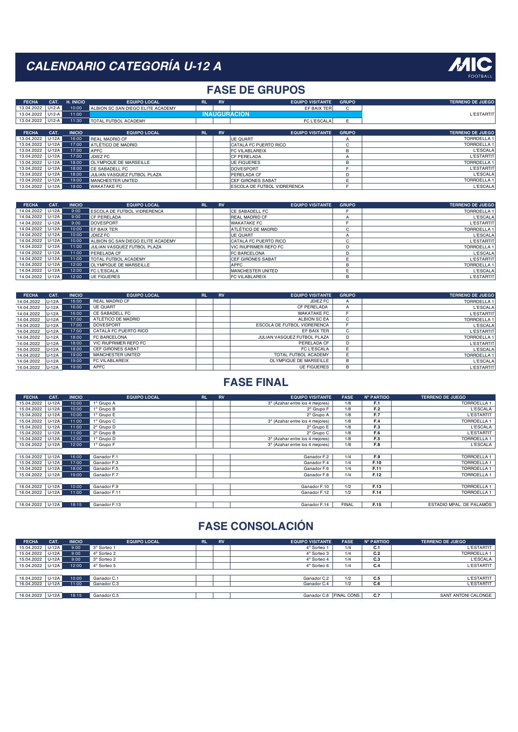# CALENDARIO CATEGORÍA U-12 A

MIC FOOTBALL

## FASE DE GRUPOS

| FECHA | CAT. | H. INICIO | EQUIPO LOCAL | RL | RV | EQUIPO VISITANTE | GRUPO | TERRENO DE JUEGO |
|---|---|---|---|---|---|---|---|---|
| 13.04.2022 | U12-A | 10:00 | ALBION SC SAN DIEGO ELITE ACADEMY | | | EF BAIX TER | C | L'ESTARTIT |
| 13.04.2022 | U12-A | 11:00 | | INAUGURACION | | | | L'ESTARTIT |
| 13.04.2022 | U12-A | 11:30 | TOTAL FUTBOL ACADEMY | | | FC L'ESCALA | E | L'ESTARTIT |

| FECHA | CAT. | INICIO | EQUIPO LOCAL | RL | RV | EQUIPO VISITANTE | GRUPO | TERRENO DE JUEGO |
|---|---|---|---|---|---|---|---|---|
| 13.04.2022 | U-12A | 16:00 | REAL MADRID CF | | | UE QUART | A | TORROELLA 1 |
| 13.04.2022 | U-12A | 17:00 | ATLÉTICO DE MADRID | | | CATALÀ FC PUERTO RICO | C | TORROELLA 1 |
| 13.04.2022 | U-12A | 17:00 | APFC | | | FC VILABLAREIX | B | L'ESCALA |
| 13.04.2022 | U-12A | 17:00 | JDIEZ FC | | | CF PERELADA | A | L'ESTARTIT |
| 13.04.2022 | U-12A | 18:00 | OLYMPIQUE DE MARSEILLE | | | UE FIGUERES | B | TORROELLA 1 |
| 13.04.2022 | U-12A | 18:00 | CE SABADELL FC | | | DOVESPORT | F | L'ESTARTIT |
| 13.04.2022 | U-12A | 18:00 | JULIAN VASQUEZ FUTBOL PLAZA | | | PERELADA CF | D | L'ESCALA |
| 13.04.2022 | U-12A | 19:00 | MANCHESTER UNITED | | | CEF GIRONES SABAT | E | TORROELLA 1 |
| 13.04.2022 | U-12A | 19:00 | WAKATAKE FC | | | ESCOLA DE FUTBOL VIDRERENCA | F | L'ESCALA |

| FECHA | CAT. | INICIO | EQUIPO LOCAL | RL | RV | EQUIPO VISITANTE | GRUPO | TERRENO DE JUEGO |
|---|---|---|---|---|---|---|---|---|
| 14.04.2022 | U-12A | 9:00 | ESCOLA DE FUTBOL VIDRERENCA | | | CE SABADELL FC | F | TORROELLA 1 |
| 14.04.2022 | U-12A | 9:00 | CF PERELADA | | | REAL MADRID CF | A | L'ESCALA |
| 14.04.2022 | U-12A | 9:00 | DOVESPORT | | | WAKATAKE FC | F | L'ESTARTIT |
| 14.04.2022 | U-12A | 10:00 | EF BAIX TER | | | ATLÉTICO DE MADRID | C | TORROELLA 1 |
| 14.04.2022 | U-12A | 10:00 | JDIEZ FC | | | UE QUART | A | L'ESCALA |
| 14.04.2022 | U-12A | 10:00 | ALBION SC SAN DIEGO ELITE ACADEMY | | | CATALÀ FC PUERTO RICO | C | L'ESTARTIT |
| 14.04.2022 | U-12A | 11:00 | JULIAN VASQUEZ FUTBOL PLAZA | | | VIC RIUPRIMER REFO FC | D | TORROELLA 1 |
| 14.04.2022 | U-12A | 11:00 | PERELADA CF | | | FC BARCELONA | D | L'ESCALA |
| 14.04.2022 | U-12A | 11:00 | TOTAL FUTBOL ACADEMY | | | CEF GIRONES SABAT | E | L'ESTARTIT |
| 14.04.2022 | U-12A | 12:00 | OLYMPIQUE DE MARSEILLE | | | APFC | B | TORROELLA 1 |
| 14.04.2022 | U-12A | 12:00 | FC L'ESCALA | | | MANCHESTER UNITED | E | L'ESCALA |
| 14.04.2022 | U-12A | 12:00 | UE FIGUERES | | | FC VILABLAREIX | B | L'ESTARTIT |

| FECHA | CAT. | INICIO | EQUIPO LOCAL | RL | RV | EQUIPO VISITANTE | GRUPO | TERRENO DE JUEGO |
|---|---|---|---|---|---|---|---|---|
| 14.04.2022 | U-12A | 16:00 | REAL MADRID CF | | | JDIEZ FC | A | TORROELLA 1 |
| 14.04.2022 | U-12A | 16:00 | UE QUART | | | CF PERELADA | A | L'ESCALA |
| 14.04.2022 | U-12A | 16:00 | CE SABADELL FC | | | WAKATAKE FC | F | L'ESTARTIT |
| 14.04.2022 | U-12A | 17:00 | ATLÉTICO DE MADRID | | | ALBION SC EA | C | TORROELLA 1 |
| 14.04.2022 | U-12A | 17:00 | DOVESPORT | | | ESCOLA DE FUTBOL VIDRERENCA | F | L'ESCALA |
| 14.04.2022 | U-12A | 17:00 | CATALÀ FC PUERTO RICO | | | EF BAIX TER | C | L'ESTARTIT |
| 14.04.2022 | U-12A | 18:00 | FC BARCELONA | | | JULIAN VASQUEZ FUTBOL PLAZA | D | TORROELLA 1 |
| 14.04.2022 | U-12A | 18:00 | VIC RIUPRIMER REFO FC | | | PERELADA CF | D | L'ESTARTIT |
| 14.04.2022 | U-12A | 18:00 | CEF GIRONES SABAT | | | FC L'ESCALA | E | L'ESCALA |
| 14.04.2022 | U-12A | 19:00 | MANCHESTER UNITED | | | TOTAL FUTBOL ACADEMY | E | TORROELLA 1 |
| 14.04.2022 | U-12A | 19:00 | FC VILABLAREIX | | | OLYMPIQUE DE MARSEILLE | B | L'ESCALA |
| 14.04.2022 | U-12A | 19:00 | APFC | | | UE FIGUERES | B | L'ESTARTIT |

## FASE FINAL

| FECHA | CAT. | INICIO | EQUIPO LOCAL | RL | RV | EQUIPO VISITANTE | FASE | Nº PARTIDO | TERRENO DE JUEGO |
|---|---|---|---|---|---|---|---|---|---|
| 15.04.2022 | U-12A | 10:00 | 1º Grupo A | | | 3º (Azahar entre los 4 mejores) | 1/8 | F.1 | TORROELLA 1 |
| 15.04.2022 | U-12A | 10:00 | 1º Grupo B | | | 2º Grupo F | 1/8 | F.2 | L'ESCALA |
| 15.04.2022 | U-12A | 10:00 | 1º Grupo E | | | 2º Grupo A | 1/8 | F.7 | L'ESTARTIT |
| 15.04.2022 | U-12A | 11:00 | 1º Grupo C | | | 3º (Azahar entre los 4 mejores) | 1/8 | F.4 | TORROELLA 1 |
| 15.04.2022 | U-12A | 11:00 | 2º Grupo D | | | 2º Grupo E | 1/8 | F.3 | L'ESCALA |
| 15.04.2022 | U-12A | 11:00 | 2º Grupo B | | | 2º Grupo C | 1/8 | F.6 | L'ESTARTIT |
| 15.04.2022 | U-12A | 12:00 | 1º Grupo D | | | 3º (Azahar entre los 4 mejores) | 1/8 | F.5 | TORROELLA 1 |
| 15.04.2022 | U-12A | 12:00 | 1º Grupo F | | | 3º (Azahar entre los 4 mejores) | 1/8 | F.8 | L'ESCALA |
| 15.04.2022 | U-12A | 16:00 | Ganador F.1 | | | Ganador F.2 | 1/4 | F.9 | TORROELLA 1 |
| 15.04.2022 | U-12A | 17:00 | Ganador F.3 | | | Ganador F.4 | 1/4 | F.10 | TORROELLA 1 |
| 15.04.2022 | U-12A | 18:00 | Ganador F.5 | | | Ganador F.6 | 1/4 | F.11 | TORROELLA 1 |
| 15.04.2022 | U-12A | 19:00 | Ganador F.7 | | | Ganador F.8 | 1/4 | F.12 | TORROELLA 1 |
| 16.04.2022 | U-12A | 10:00 | Ganador F.9 | | | Ganador F.10 | 1/2 | F.13 | TORROELLA 1 |
| 16.04.2022 | U-12A | 11:00 | Ganador F.11 | | | Ganador F.12 | 1/2 | F.14 | TORROELLA 1 |
| 16.04.2022 | U-12A | 18:15 | Ganador F.13 | | | Ganador F.14 | FINAL | F.15 | ESTADIO MPAL. DE PALAMÓS |

## FASE CONSOLACIÓN

| FECHA | CAT. | INICIO | EQUIPO LOCAL | RL | RV | EQUIPO VISITANTE | FASE | Nº PARTIDO | TERRENO DE JUEGO |
|---|---|---|---|---|---|---|---|---|---|
| 15.04.2022 | U-12A | 9:00 | 3º Sorteo 1 | | | 4º Sorteo 1 | 1/4 | C.1 | L'ESTARTIT |
| 15.04.2022 | U-12A | 9:00 | 4º Sorteo 2 | | | 4º Sorteo 3 | 1/4 | C.2 | TORROELLA 1 |
| 15.04.2022 | U-12A | 9:00 | 3º Sorteo 2 | | | 4º Sorteo 4 | 1/4 | C.3 | L'ESCALA |
| 15.04.2022 | U-12A | 12:00 | 4º Sorteo 5 | | | 4º Sorteo 6 | 1/4 | C.4 | L'ESTARTIT |
| 16.04.2022 | U-12A | 10:00 | Ganador C.1 | | | Ganador C.2 | 1/2 | C.5 | L'ESTARTIT |
| 16.04.2022 | U-12A | 11:00 | Ganador C.3 | | | Ganador C.4 | 1/2 | C.6 | L'ESTARTIT |
| 16.04.2022 | U-12A | 18:15 | Ganador C.5 | | | Ganador C.6 | FINAL CONS. | C.7 | SANT ANTONI CALONGE |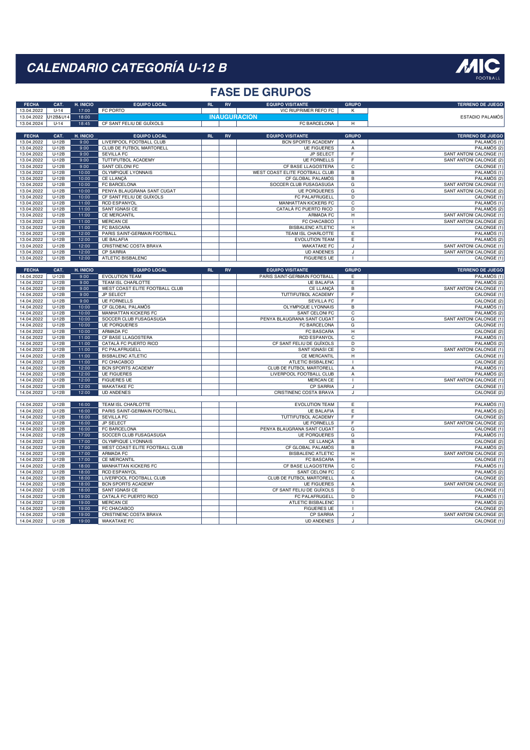# CALENDARIO CATEGORÍA U-12 B

## FASE DE GRUPOS

| FECHA | CAT. | H. INICIO | EQUIPO LOCAL | RL | RV | EQUIPO VISITANTE | GRUPO | TERRENO DE JUEGO |
|---|---|---|---|---|---|---|---|---|
| 13.04.2022 | U-14 | 17:00 | FC PORTO | | | VIC RIUPRIMER REFO FC | K | |
| 13.04.2022 | U12B&U14 | 18:00 | | | INAUGURACION | | | ESTADIO PALAMÓS |
| 13.04.2024 | U-14 | 18:45 | CF SANT FELIU DE GUÍXOLS | | | FC BARCELONA | H | |

| FECHA | CAT. | H. INICIO | EQUIPO LOCAL | RL | RV | EQUIPO VISITANTE | GRUPO | TERRENO DE JUEGO |
|---|---|---|---|---|---|---|---|---|
| 13.04.2022 | U-12B | 9:00 | LIVERPOOL FOOTBALL CLUB | | | BCN SPORTS ACADEMY | A | PALAMÓS (1) |
| 13.04.2022 | U-12B | 9:00 | CLUB DE FUTBOL MARTORELL | | | UE FIGUERES | A | PALAMÓS (2) |
| 13.04.2022 | U-12B | 9:00 | SEVILLA FC | | | JP SELECT | F | SANT ANTONI CALONGE (1) |
| 13.04.2022 | U-12B | 9:00 | TUTTIFUTBOL ACADEMY | | | UE FORNELLS | F | SANT ANTONI CALONGE (2) |
| 13.04.2022 | U-12B | 9:00 | SANT CELONI FC | | | CF BASE LLAGOSTERA | C | CALONGE (1) |
| 13.04.2022 | U-12B | 10:00 | OLYMPIQUE LYONNAIS | | | WEST COAST ELITE FOOTBALL CLUB | B | PALAMÓS (1) |
| 13.04.2022 | U-12B | 10:00 | CE LLANÇÀ | | | CF GLOBAL PALAMÓS | B | PALAMÓS (2) |
| 13.04.2022 | U-12B | 10:00 | FC BARCELONA | | | SOCCER CLUB FUSAGASUGA | G | SANT ANTONI CALONGE (1) |
| 13.04.2022 | U-12B | 10:00 | PENYA BLAUGRANA SANT CUGAT | | | UE PORQUERES | G | SANT ANTONI CALONGE (2) |
| 13.04.2022 | U-12B | 10:00 | CF SANT FELIU DE GUÍXOLS | | | FC PALAFRUGELL | D | CALONGE (1) |
| 13.04.2022 | U-12B | 11:00 | RCD ESPANYOL | | | MANHATTAN KICKERS FC | C | PALAMÓS (1) |
| 13.04.2022 | U-12B | 11:00 | SANT IGNASI CE | | | CATALÀ FC PUERTO RICO | D | PALAMÓS (2) |
| 13.04.2022 | U-12B | 11:00 | CE MERCANTIL | | | ARMADA FC | H | SANT ANTONI CALONGE (1) |
| 13.04.2022 | U-12B | 11:00 | MERCAN CE | | | FC CHACABCO | I | SANT ANTONI CALONGE (2) |
| 13.04.2022 | U-12B | 11:00 | FC BASCARA | | | BISBALENC ATLETIC | H | CALONGE (1) |
| 13.04.2022 | U-12B | 12:00 | PARIS SAINT-GERMAIN FOOTBALL | | | TEAM ISL CHARLOTTE | E | PALAMÓS (1) |
| 13.04.2022 | U-12B | 12:00 | UE BALAFIA | | | EVOLUTION TEAM | E | PALAMÓS (2) |
| 13.04.2022 | U-12B | 12:00 | CRISTINENC COSTA BRAVA | | | WAKATAKE FC | J | SANT ANTONI CALONGE (1) |
| 13.04.2022 | U-12B | 12:00 | CP SARRIA | | | UD ANDENES | J | SANT ANTONI CALONGE (2) |
| 13.04.2022 | U-12B | 12:00 | ATLETIC BISBALENC | | | FIGUERES UE | I | CALONGE (1) |

| FECHA | CAT. | H. INICIO | EQUIPO LOCAL | RL | RV | EQUIPO VISITANTE | GRUPO | TERRENO DE JUEGO |
|---|---|---|---|---|---|---|---|---|
| 14.04.2022 | U-12B | 9:00 | EVOLUTION TEAM | | | PARIS SAINT-GERMAIN FOOTBALL | E | PALAMÓS (1) |
| 14.04.2022 | U-12B | 9:00 | TEAM ISL CHARLOTTE | | | UE BALAFIA | E | PALAMÓS (2) |
| 14.04.2022 | U-12B | 9:00 | WEST COAST ELITE FOOTBALL CLUB | | | CE LLANÇÀ | B | SANT ANTONI CALONGE (1) |
| 14.04.2022 | U-12B | 9:00 | JP SELECT | | | TUTTIFUTBOL ACADEMY | F | CALONGE (1) |
| 14.04.2022 | U-12B | 9:00 | UE FORNELLS | | | SEVILLA FC | F | CALONGE (2) |
| 14.04.2022 | U-12B | 10:00 | CF GLOBAL PALAMÓS | | | OLYMPIQUE LYONNAIS | B | PALAMÓS (1) |
| 14.04.2022 | U-12B | 10:00 | MANHATTAN KICKERS FC | | | SANT CELONI FC | C | PALAMÓS (2) |
| 14.04.2022 | U-12B | 10:00 | SOCCER CLUB FUSAGASUGA | | | PENYA BLAUGRANA SANT CUGAT | G | SANT ANTONI CALONGE (1) |
| 14.04.2022 | U-12B | 10:00 | UE PORQUERES | | | FC BARCELONA | G | CALONGE (1) |
| 14.04.2022 | U-12B | 10:00 | ARMADA FC | | | FC BASCARA | H | CALONGE (2) |
| 14.04.2022 | U-12B | 11:00 | CF BASE LLAGOSTERA | | | RCD ESPANYOL | C | PALAMÓS (1) |
| 14.04.2022 | U-12B | 11:00 | CATALÀ FC PUERTO RICO | | | CF SANT FELIU DE GUÍXOLS | D | PALAMÓS (2) |
| 14.04.2022 | U-12B | 11:00 | FC PALAFRUGELL | | | SANT IGNASI CE | D | SANT ANTONI CALONGE (1) |
| 14.04.2022 | U-12B | 11:00 | BISBALENC ATLETIC | | | CE MERCANTIL | H | CALONGE (1) |
| 14.04.2022 | U-12B | 11:00 | FC CHACABCO | | | ATLETIC BISBALENC | I | CALONGE (2) |
| 14.04.2022 | U-12B | 12:00 | BCN SPORTS ACADEMY | | | CLUB DE FUTBOL MARTORELL | A | PALAMÓS (1) |
| 14.04.2022 | U-12B | 12:00 | UE FIGUERES | | | LIVERPOOL FOOTBALL CLUB | A | PALAMÓS (2) |
| 14.04.2022 | U-12B | 12:00 | FIGUERES UE | | | MERCAN CE | I | SANT ANTONI CALONGE (1) |
| 14.04.2022 | U-12B | 12:00 | WAKATAKE FC | | | CP SARRIA | J | CALONGE (1) |
| 14.04.2022 | U-12B | 12:00 | UD ANDENES | | | CRISTINENC COSTA BRAVA | J | CALONGE (2) |
| 14.04.2022 | U-12B | 16:00 | TEAM ISL CHARLOTTE | | | EVOLUTION TEAM | E | PALAMÓS (1) |
| 14.04.2022 | U-12B | 16:00 | PARIS SAINT-GERMAIN FOOTBALL | | | UE BALAFIA | E | PALAMÓS (2) |
| 14.04.2022 | U-12B | 16:00 | SEVILLA FC | | | TUTTIFUTBOL ACADEMY | F | CALONGE (2) |
| 14.04.2022 | U-12B | 16:00 | JP SELECT | | | UE FORNELLS | F | SANT ANTONI CALONGE (2) |
| 14.04.2022 | U-12B | 16:00 | FC BARCELONA | | | PENYA BLAUGRANA SANT CUGAT | G | CALONGE (1) |
| 14.04.2022 | U-12B | 17:00 | SOCCER CLUB FUSAGASUGA | | | UE PORQUERES | G | PALAMÓS (1) |
| 14.04.2022 | U-12B | 17:00 | OLYMPIQUE LYONNAIS | | | CE LLANÇÀ | B | CALONGE (2) |
| 14.04.2022 | U-12B | 17:00 | WEST COAST ELITE FOOTBALL CLUB | | | CF GLOBAL PALAMÓS | B | PALAMÓS (2) |
| 14.04.2022 | U-12B | 17:00 | ARMADA FC | | | BISBALENC ATLETIC | H | SANT ANTONI CALONGE (2) |
| 14.04.2022 | U-12B | 17:00 | CE MERCANTIL | | | FC BASCARA | H | CALONGE (1) |
| 14.04.2022 | U-12B | 18:00 | MANHATTAN KICKERS FC | | | CF BASE LLAGOSTERA | C | PALAMÓS (1) |
| 14.04.2022 | U-12B | 18:00 | RCD ESPANYOL | | | SANT CELONI FC | C | PALAMÓS (2) |
| 14.04.2022 | U-12B | 18:00 | LIVERPOOL FOOTBALL CLUB | | | CLUB DE FUTBOL MARTORELL | A | CALONGE (2) |
| 14.04.2022 | U-12B | 18:00 | BCN SPORTS ACADEMY | | | UE FIGUERES | A | SANT ANTONI CALONGE (2) |
| 14.04.2022 | U-12B | 18:00 | SANT IGNASI CE | | | CF SANT FELIU DE GUÍXOLS | D | CALONGE (1) |
| 14.04.2022 | U-12B | 19:00 | CATALÀ FC PUERTO RICO | | | FC PALAFRUGELL | D | PALAMÓS (1) |
| 14.04.2022 | U-12B | 19:00 | MERCAN CE | | | ATLETIC BISBALENC | I | PALAMÓS (2) |
| 14.04.2022 | U-12B | 19:00 | FC CHACABCO | | | FIGUERES UE | I | CALONGE (2) |
| 14.04.2022 | U-12B | 19:00 | CRISTINENC COSTA BRAVA | | | CP SARRIA | J | SANT ANTONI CALONGE (2) |
| 14.04.2022 | U-12B | 19:00 | WAKATAKE FC | | | UD ANDENES | J | CALONGE (1) |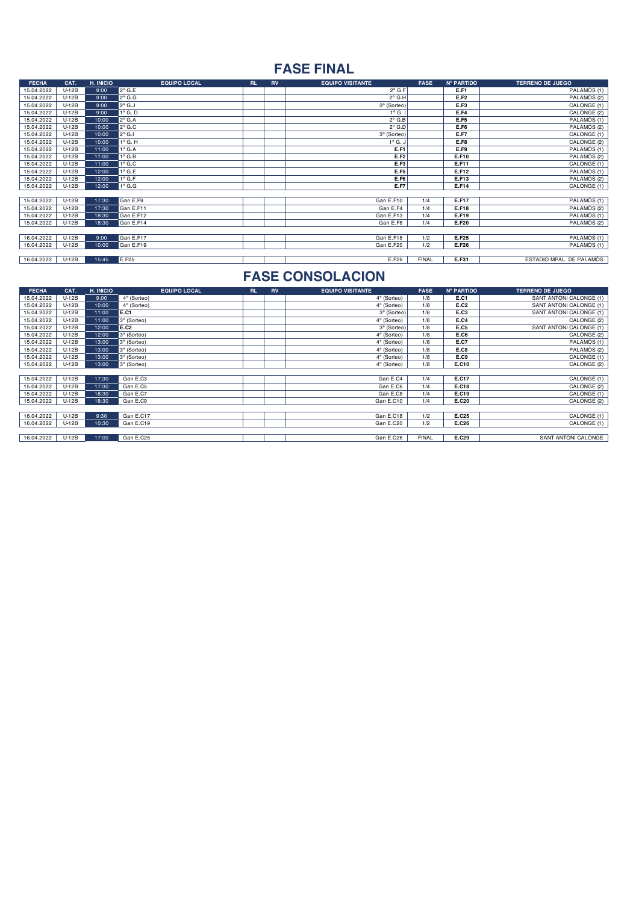# FASE FINAL

| FECHA | CAT. | H. INICIO | EQUIPO LOCAL | RL | RV | EQUIPO VISITANTE | FASE | Nº PARTIDO | TERRENO DE JUEGO |
|---|---|---|---|---|---|---|---|---|---|
| 15.04.2022 | U-12B | 9:00 | 2º G.E | | | 2º G.F | | E.F1 | PALAMÓS (1) |
| 15.04.2022 | U-12B | 9:00 | 2º G.G | | | 2º G.H | | E.F2 | PALAMÓS (2) |
| 15.04.2022 | U-12B | 9:00 | 2º G.J | | | 3º (Sorteo) | | E.F3 | CALONGE (1) |
| 15.04.2022 | U-12B | 9:00 | 1º G. D | | | 1º G. I | | E.F4 | CALONGE (2) |
| 15.04.2022 | U-12B | 10:00 | 2º G.A | | | 2º G.B | | E.F5 | PALAMÓS (1) |
| 15.04.2022 | U-12B | 10:00 | 2º G.C | | | 2º G.D | | E.F6 | PALAMÓS (2) |
| 15.04.2022 | U-12B | 10:00 | 2º G.I | | | 3º (Sorteo) | | E.F7 | CALONGE (1) |
| 15.04.2022 | U-12B | 10:00 | 1º G. H | | | 1º G. J | | E.F8 | CALONGE (2) |
| 15.04.2022 | U-12B | 11:00 | 1º G.A | | | E.F1 | | E.F9 | PALAMÓS (1) |
| 15.04.2022 | U-12B | 11:00 | 1º G.B | | | E.F2 | | E.F10 | PALAMÓS (2) |
| 15.04.2022 | U-12B | 11:00 | 1º G.C | | | E.F3 | | E.F11 | CALONGE (1) |
| 15.04.2022 | U-12B | 12:00 | 1º G.E | | | E.F5 | | E.F12 | PALAMÓS (1) |
| 15.04.2022 | U-12B | 12:00 | 1º G.F | | | E.F6 | | E.F13 | PALAMÓS (2) |
| 15.04.2022 | U-12B | 12:00 | 1º G.G | | | E.F7 | | E.F14 | CALONGE (1) |
| | | | | | | | | | |
| 15.04.2022 | U-12B | 17:30 | Gan E.F9 | | | Gan E.F10 | 1/4 | E.F17 | PALAMÓS (1) |
| 15.04.2022 | U-12B | 17:30 | Gan E.F11 | | | Gan E.F4 | 1/4 | E.F18 | PALAMÓS (2) |
| 15.04.2022 | U-12B | 18:30 | Gan E.F12 | | | Gan E.F13 | 1/4 | E.F19 | PALAMÓS (1) |
| 15.04.2022 | U-12B | 18:30 | Gan E.F14 | | | Gan E.F8 | 1/4 | E.F20 | PALAMÓS (2) |
| | | | | | | | | | |
| 16.04.2022 | U-12B | 9:00 | Gan E.F17 | | | Gan E.F18 | 1/2 | E.F25 | PALAMÓS (1) |
| 16.04.2022 | U-12B | 10:00 | Gan E.F19 | | | Gan E.F20 | 1/2 | E.F26 | PALAMÓS (1) |
| | | | | | | | | | |
| 16.04.2022 | U-12B | 15:45 | E.F25 | | | E.F26 | FINAL | E.F31 | ESTADIO MPAL. DE PALAMÓS |

# FASE CONSOLACION

| FECHA | CAT. | H. INICIO | EQUIPO LOCAL | RL | RV | EQUIPO VISITANTE | FASE | Nº PARTIDO | TERRENO DE JUEGO |
|---|---|---|---|---|---|---|---|---|---|
| 15.04.2022 | U-12B | 9:00 | 4º (Sorteo) | | | 4º (Sorteo) | 1/8 | E.C1 | SANT ANTONI CALONGE (1) |
| 15.04.2022 | U-12B | 10:00 | 4º (Sorteo) | | | 4º (Sorteo) | 1/8 | E.C2 | SANT ANTONI CALONGE (1) |
| 15.04.2022 | U-12B | 11:00 | E.C1 | | | 3º (Sorteo) | 1/8 | E.C3 | SANT ANTONI CALONGE (1) |
| 15.04.2022 | U-12B | 11:00 | 3º (Sorteo) | | | 4º (Sorteo) | 1/8 | E.C4 | CALONGE (2) |
| 15.04.2022 | U-12B | 12:00 | E.C2 | | | 3º (Sorteo) | 1/8 | E.C5 | SANT ANTONI CALONGE (1) |
| 15.04.2022 | U-12B | 12:00 | 3º (Sorteo) | | | 4º (Sorteo) | 1/8 | E.C6 | CALONGE (2) |
| 15.04.2022 | U-12B | 13:00 | 3º (Sorteo) | | | 4º (Sorteo) | 1/8 | E.C7 | PALAMÓS (1) |
| 15.04.2022 | U-12B | 13:00 | 3º (Sorteo) | | | 4º (Sorteo) | 1/8 | E.C8 | PALAMÓS (2) |
| 15.04.2022 | U-12B | 13:00 | 3º (Sorteo) | | | 4º (Sorteo) | 1/8 | E.C9 | CALONGE (1) |
| 15.04.2022 | U-12B | 13:00 | 3º (Sorteo) | | | 4º (Sorteo) | 1/8 | E.C10 | CALONGE (2) |
| | | | | | | | | | |
| 15.04.2022 | U-12B | 17:30 | Gan E.C3 | | | Gan E.C4 | 1/4 | E.C17 | CALONGE (1) |
| 15.04.2022 | U-12B | 17:30 | Gan E.C5 | | | Gan E.C6 | 1/4 | E.C18 | CALONGE (2) |
| 15.04.2022 | U-12B | 18:30 | Gan E.C7 | | | Gan E.C8 | 1/4 | E.C19 | CALONGE (1) |
| 15.04.2022 | U-12B | 18:30 | Gan E.C9 | | | Gan E.C10 | 1/4 | E.C20 | CALONGE (2) |
| | | | | | | | | | |
| 16.04.2022 | U-12B | 9:30 | Gan E.C17 | | | Gan E.C18 | 1/2 | E.C25 | CALONGE (1) |
| 16.04.2022 | U-12B | 10:30 | Gan E.C19 | | | Gan E.C20 | 1/2 | E.C26 | CALONGE (1) |
| | | | | | | | | | |
| 16.04.2022 | U-12B | 17:00 | Gan E.C25 | | | Gan E.C26 | FINAL | E.C29 | SANT ANTONI CALONGE |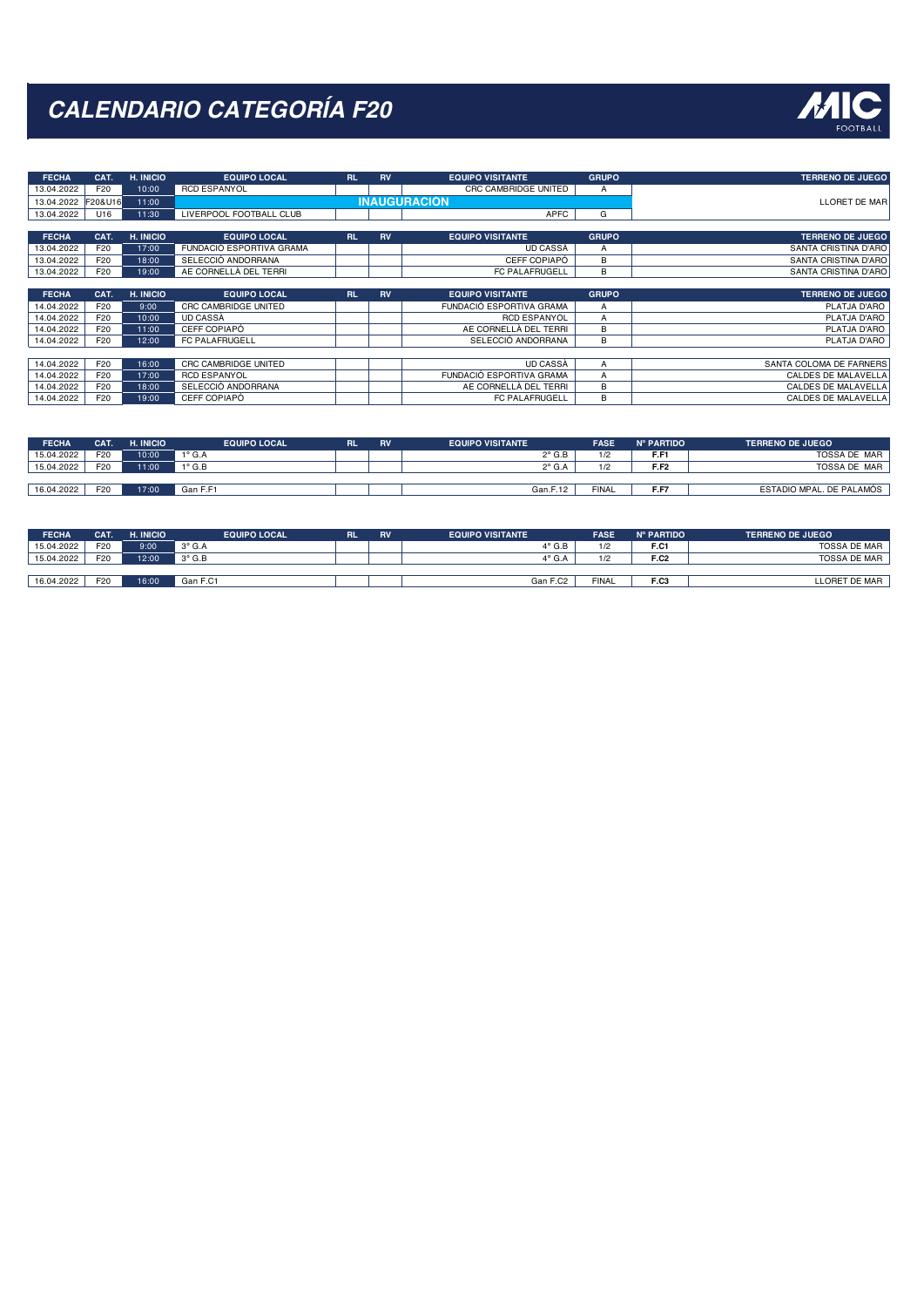# CALENDARIO CATEGORÍA F20

| FECHA | CAT. | H. INICIO | EQUIPO LOCAL | RL | RV | EQUIPO VISITANTE | GRUPO | TERRENO DE JUEGO |
|---|---|---|---|---|---|---|---|---|
| 13.04.2022 | F20 | 10:00 | RCD ESPANYOL | | | CRC CAMBRIDGE UNITED | A | LLORET DE MAR |
| 13.04.2022 | F20&U16 | 11:00 | INAUGURACION | | | | | LLORET DE MAR |
| 13.04.2022 | U16 | 11:30 | LIVERPOOL FOOTBALL CLUB | | | APFC | G | LLORET DE MAR |

| FECHA | CAT. | H. INICIO | EQUIPO LOCAL | RL | RV | EQUIPO VISITANTE | GRUPO | TERRENO DE JUEGO |
|---|---|---|---|---|---|---|---|---|
| 13.04.2022 | F20 | 17:00 | FUNDACIÓ ESPORTIVA GRAMA | | | UD CASSÀ | A | SANTA CRISTINA D'ARO |
| 13.04.2022 | F20 | 18:00 | SELECCIÓ ANDORRANA | | | CEFF COPIAPÓ | B | SANTA CRISTINA D'ARO |
| 13.04.2022 | F20 | 19:00 | AE CORNELLÀ DEL TERRI | | | FC PALAFRUGELL | B | SANTA CRISTINA D'ARO |

| FECHA | CAT. | H. INICIO | EQUIPO LOCAL | RL | RV | EQUIPO VISITANTE | GRUPO | TERRENO DE JUEGO |
|---|---|---|---|---|---|---|---|---|
| 14.04.2022 | F20 | 9:00 | CRC CAMBRIDGE UNITED | | | FUNDACIÓ ESPORTIVA GRAMA | A | PLATJA D'ARO |
| 14.04.2022 | F20 | 10:00 | UD CASSÀ | | | RCD ESPANYOL | A | PLATJA D'ARO |
| 14.04.2022 | F20 | 11:00 | CEFF COPIAPÓ | | | AE CORNELLÀ DEL TERRI | B | PLATJA D'ARO |
| 14.04.2022 | F20 | 12:00 | FC PALAFRUGELL | | | SELECCIÓ ANDORRANA | B | PLATJA D'ARO |
| | | | | | | | | |
| 14.04.2022 | F20 | 16:00 | CRC CAMBRIDGE UNITED | | | UD CASSÀ | A | SANTA COLOMA DE FARNERS |
| 14.04.2022 | F20 | 17:00 | RCD ESPANYOL | | | FUNDACIÓ ESPORTIVA GRAMA | A | CALDES DE MALAVELLA |
| 14.04.2022 | F20 | 18:00 | SELECCIÓ ANDORRANA | | | AE CORNELLÀ DEL TERRI | B | CALDES DE MALAVELLA |
| 14.04.2022 | F20 | 19:00 | CEFF COPIAPÓ | | | FC PALAFRUGELL | B | CALDES DE MALAVELLA |

| FECHA | CAT. | H. INICIO | EQUIPO LOCAL | RL | RV | EQUIPO VISITANTE | FASE | Nº PARTIDO | TERRENO DE JUEGO |
|---|---|---|---|---|---|---|---|---|---|
| 15.04.2022 | F20 | 10:00 | 1º G.A | | | 2º G.B | 1/2 | F.F1 | TOSSA DE MAR |
| 15.04.2022 | F20 | 11:00 | 1º G.B | | | 2º G.A | 1/2 | F.F2 | TOSSA DE MAR |
| | | | | | | | | | |
| 16.04.2022 | F20 | 17:00 | Gan F.F1 | | | Gan.F.12 | FINAL | F.F7 | ESTADIO MPAL. DE PALAMÓS |

| FECHA | CAT. | H. INICIO | EQUIPO LOCAL | RL | RV | EQUIPO VISITANTE | FASE | Nº PARTIDO | TERRENO DE JUEGO |
|---|---|---|---|---|---|---|---|---|---|
| 15.04.2022 | F20 | 9:00 | 3º G.A | | | 4º G.B | 1/2 | F.C1 | TOSSA DE MAR |
| 15.04.2022 | F20 | 12:00 | 3º G.B | | | 4º G.A | 1/2 | F.C2 | TOSSA DE MAR |
| | | | | | | | | | |
| 16.04.2022 | F20 | 16:00 | Gan F.C1 | | | Gan F.C2 | FINAL | F.C3 | LLORET DE MAR |